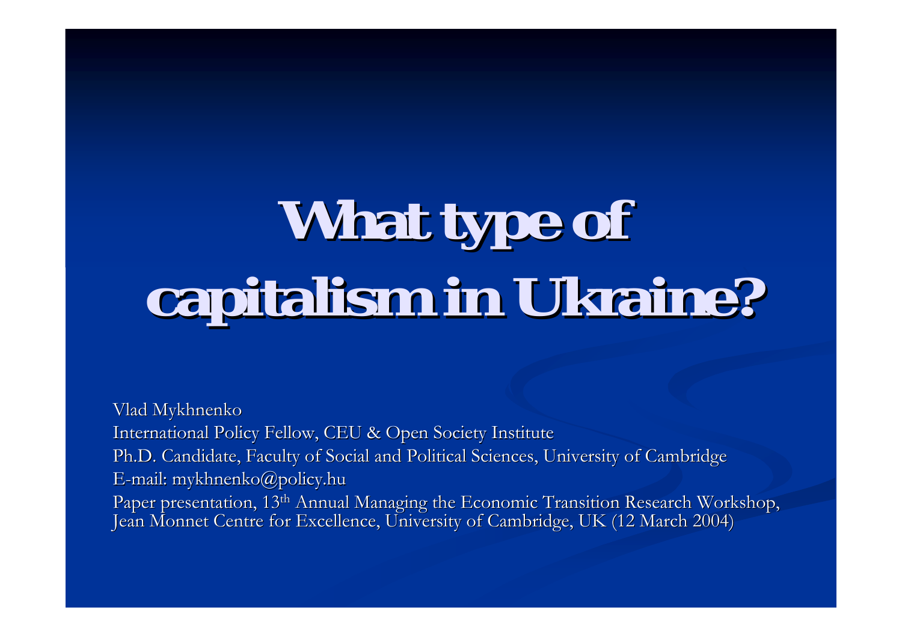# What type of capitalism in Ukraine?

Vlad Mykhnenko
International Policy Fellow, CEU & Open Society Institute
Ph.D. Candidate, Faculty of Social and Political Sciences, University of Cambridge
E-mail: mykhnenko@policy.hu
Paper presentation, 13th Annual Managing the Economic Transition Research Workshop, Jean Monnet Centre for Excellence, University of Cambridge, UK (12 March 2004)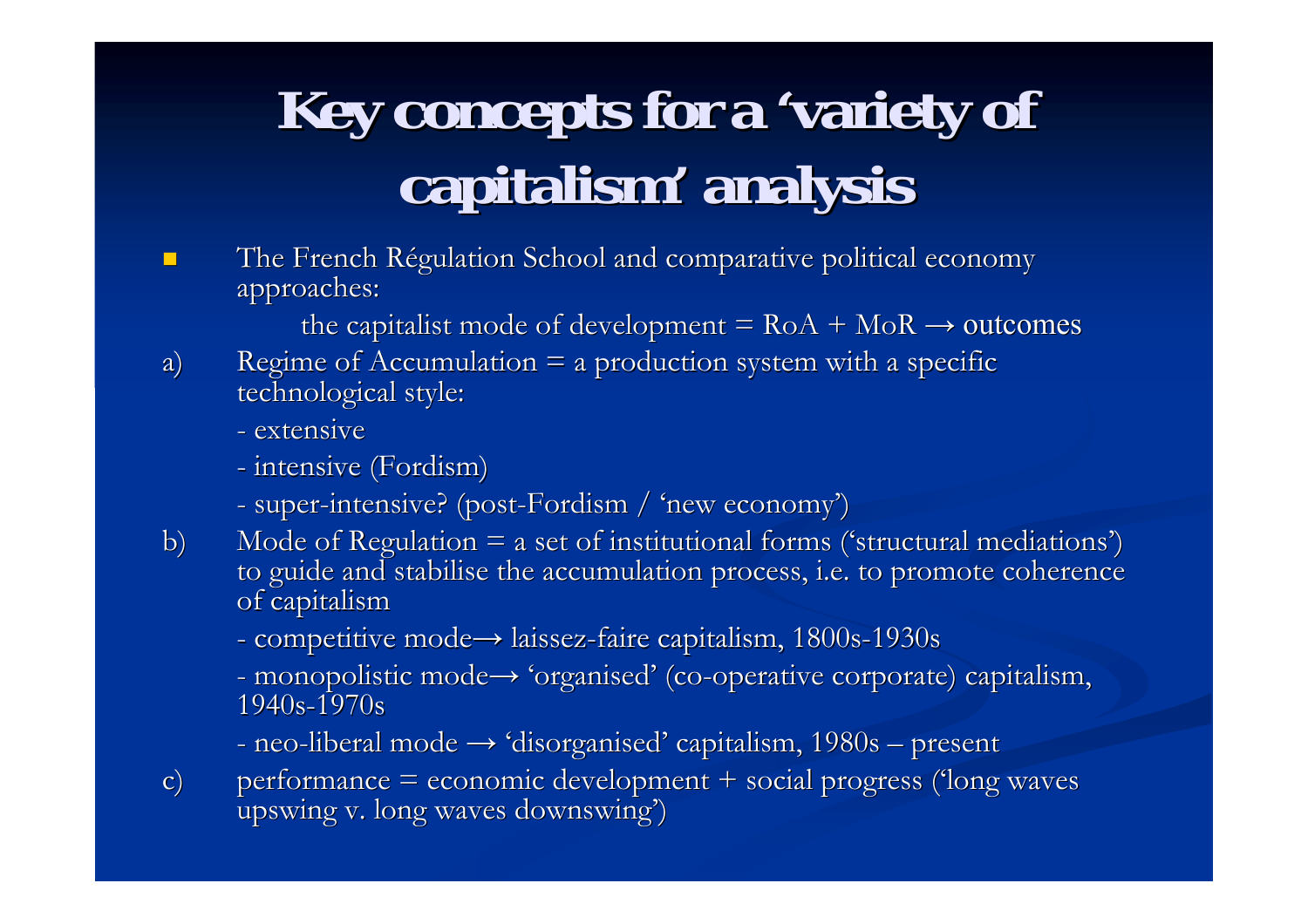# Key concepts for a 'variety of capitalism' analysis

- The French Régulation School and comparative political economy approaches:

  the capitalist mode of development = RoA + MoR → outcomes

a) Regime of Accumulation = a production system with a specific technological style:

   - extensive
   - intensive (Fordism)
   - super-intensive? (post-Fordism / 'new economy')

b) Mode of Regulation = a set of institutional forms ('structural mediations') to guide and stabilise the accumulation process, i.e. to promote coherence of capitalism

   - competitive mode→ laissez-faire capitalism, 1800s-1930s
   - monopolistic mode→ 'organised' (co-operative corporate) capitalism, 1940s-1970s
   - neo-liberal mode → 'disorganised' capitalism, 1980s – present

c) performance = economic development + social progress ('long waves upswing v. long waves downswing')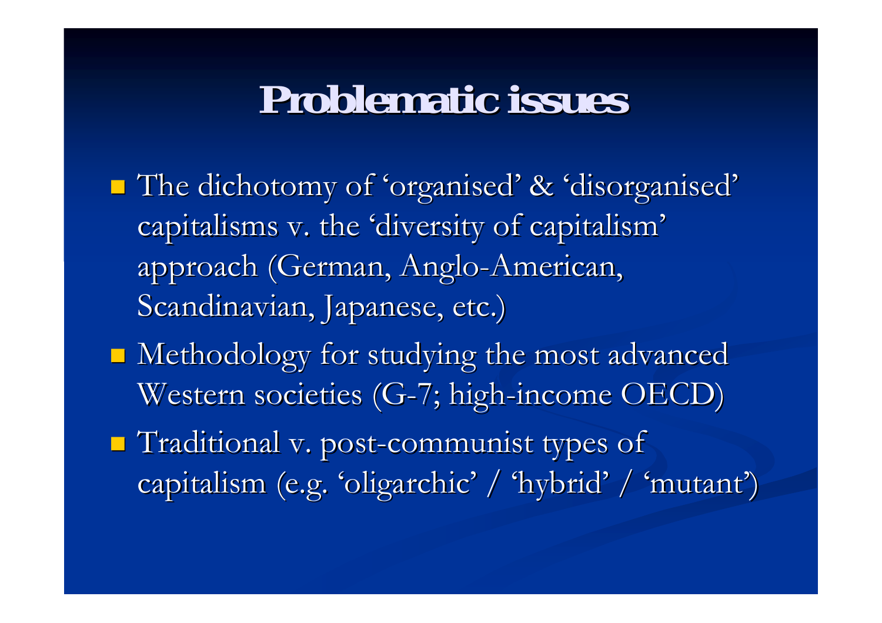# Problematic issues

- The dichotomy of 'organised' & 'disorganised' capitalisms v. the 'diversity of capitalism' approach (German, Anglo-American, Scandinavian, Japanese, etc.)
- Methodology for studying the most advanced Western societies (G-7; high-income OECD)
- Traditional v. post-communist types of capitalism (e.g. 'oligarchic' / 'hybrid' / 'mutant')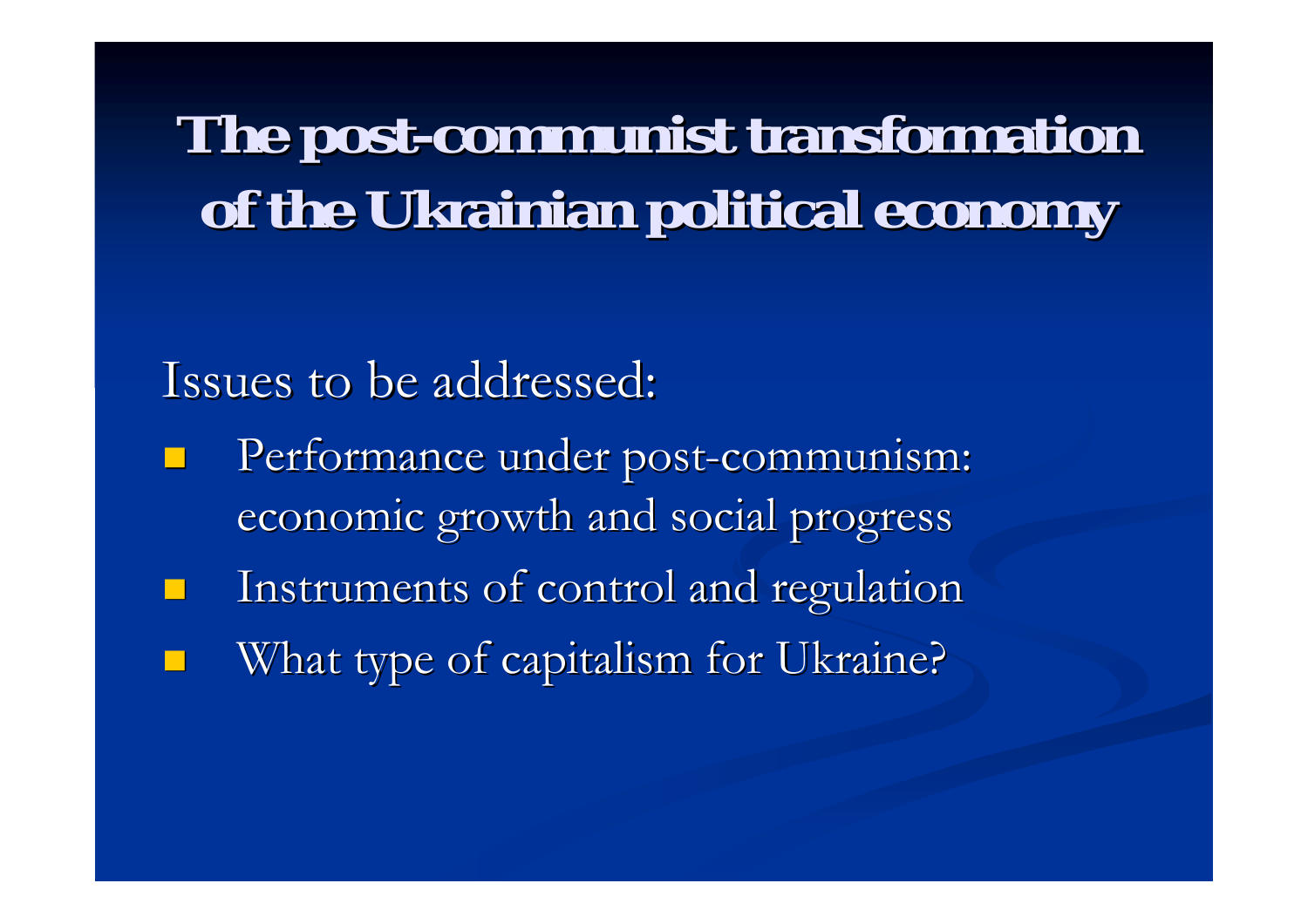# The post-communist transformation of the Ukrainian political economy

Issues to be addressed:

- Performance under post-communism: economic growth and social progress
- Instruments of control and regulation
- What type of capitalism for Ukraine?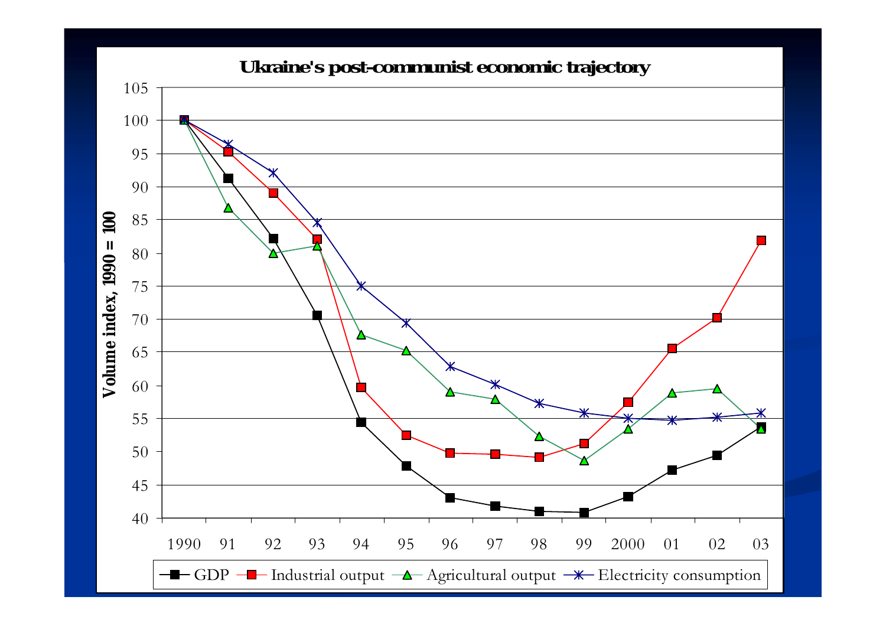## Ukraine's post-communist economic trajectory

| Year | GDP | Industrial output | Agricultural output | Electricity consumption |
|---|---|---|---|---|
| 1990 | 100 | 100 | 100 | 100 |
| 91 | 91.2 | 95.2 | 86.7 | 96.4 |
| 92 | 82.1 | 89.0 | 79.9 | 92.1 |
| 93 | 70.5 | 82.0 | 81.1 | 84.6 |
| 94 | 54.4 | 59.7 | 67.6 | 75.0 |
| 95 | 47.8 | 52.4 | 65.2 | 69.3 |
| 96 | 43.0 | 49.8 | 59.0 | 62.8 |
| 97 | 41.8 | 49.6 | 57.8 | 60.1 |
| 98 | 41.0 | 49.1 | 52.2 | 57.2 |
| 99 | 40.8 | 51.2 | 48.6 | 55.8 |
| 2000 | 43.2 | 57.4 | 53.4 | 55.0 |
| 01 | 47.2 | 65.5 | 58.8 | 54.7 |
| 02 | 49.4 | 70.2 | 59.5 | 55.2 |
| 03 | 53.6 | 81.8 | 53.4 | 55.8 |

Volume index, 1990 = 100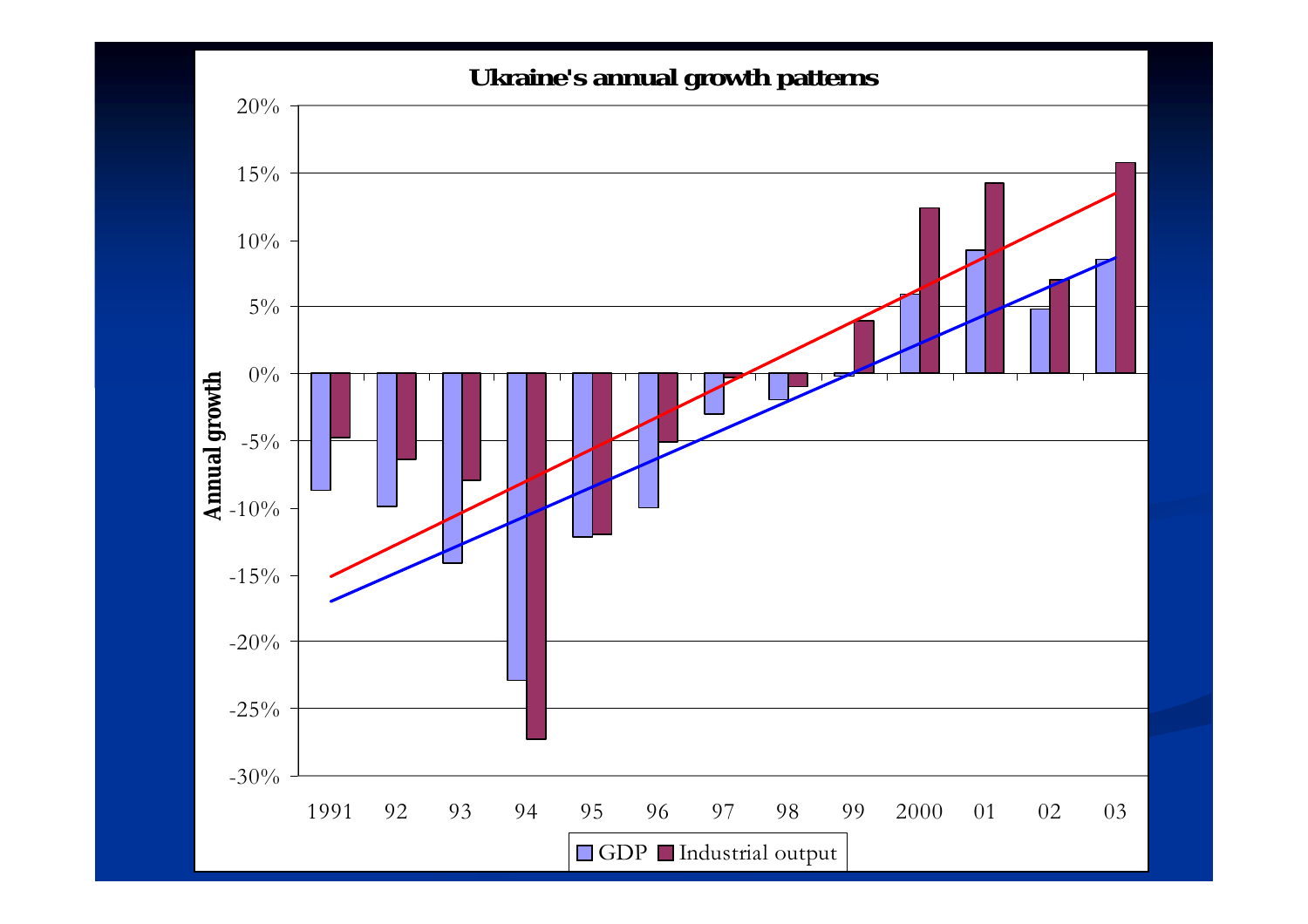# Ukraine's annual growth patterns

Annual growth

20%
15%
10%
5%
0%
-5%
-10%
-15%
-20%
-25%
-30%

1991 92 93 94 95 96 97 98 99 2000 01 02 03

GDP Industrial output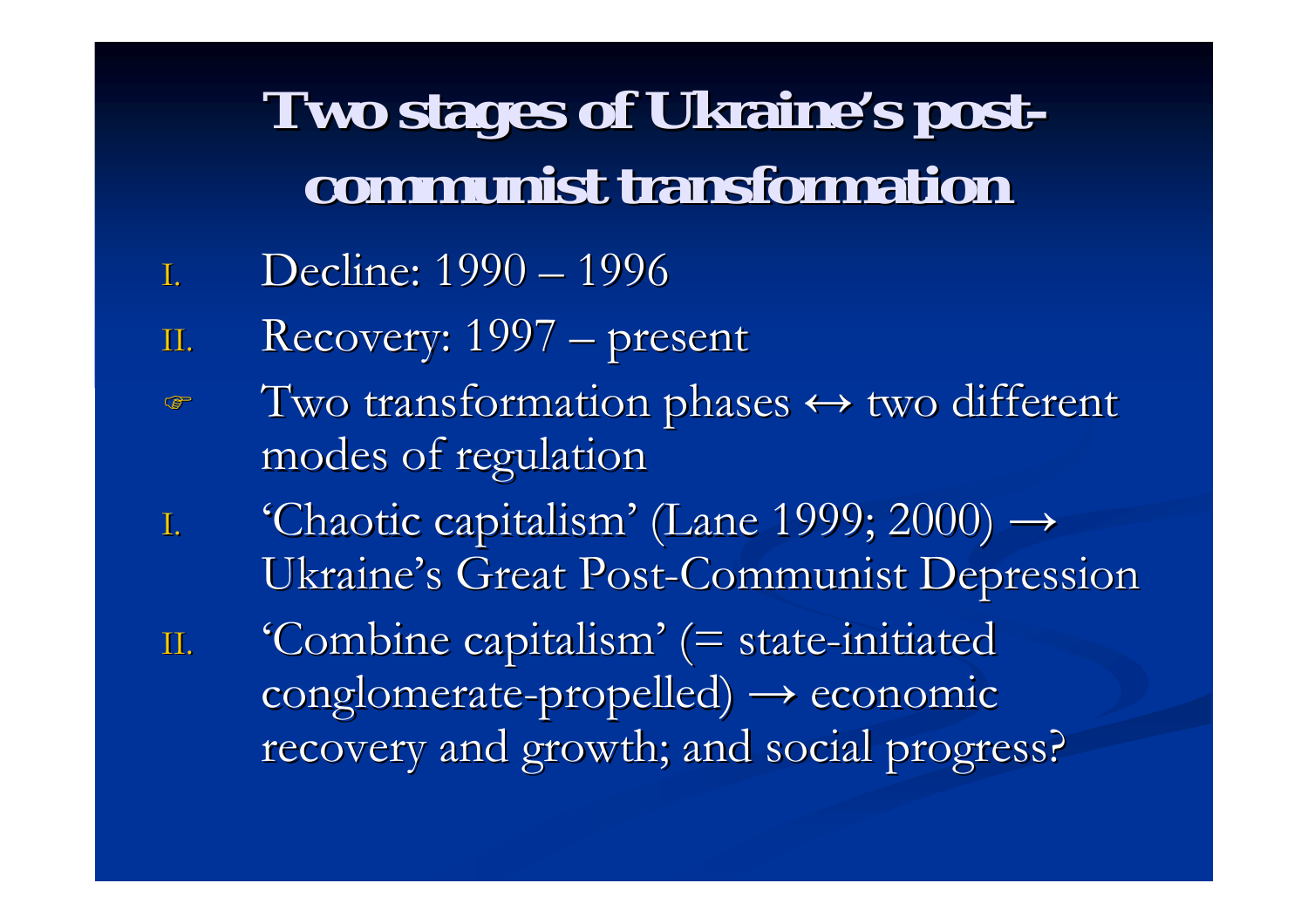# Two stages of Ukraine's post-communist transformation

I. Decline: 1990 – 1996

II. Recovery: 1997 – present

- Two transformation phases ↔ two different modes of regulation

I. 'Chaotic capitalism' (Lane 1999; 2000) → Ukraine's Great Post-Communist Depression

II. 'Combine capitalism' (= state-initiated conglomerate-propelled) → economic recovery and growth; and social progress?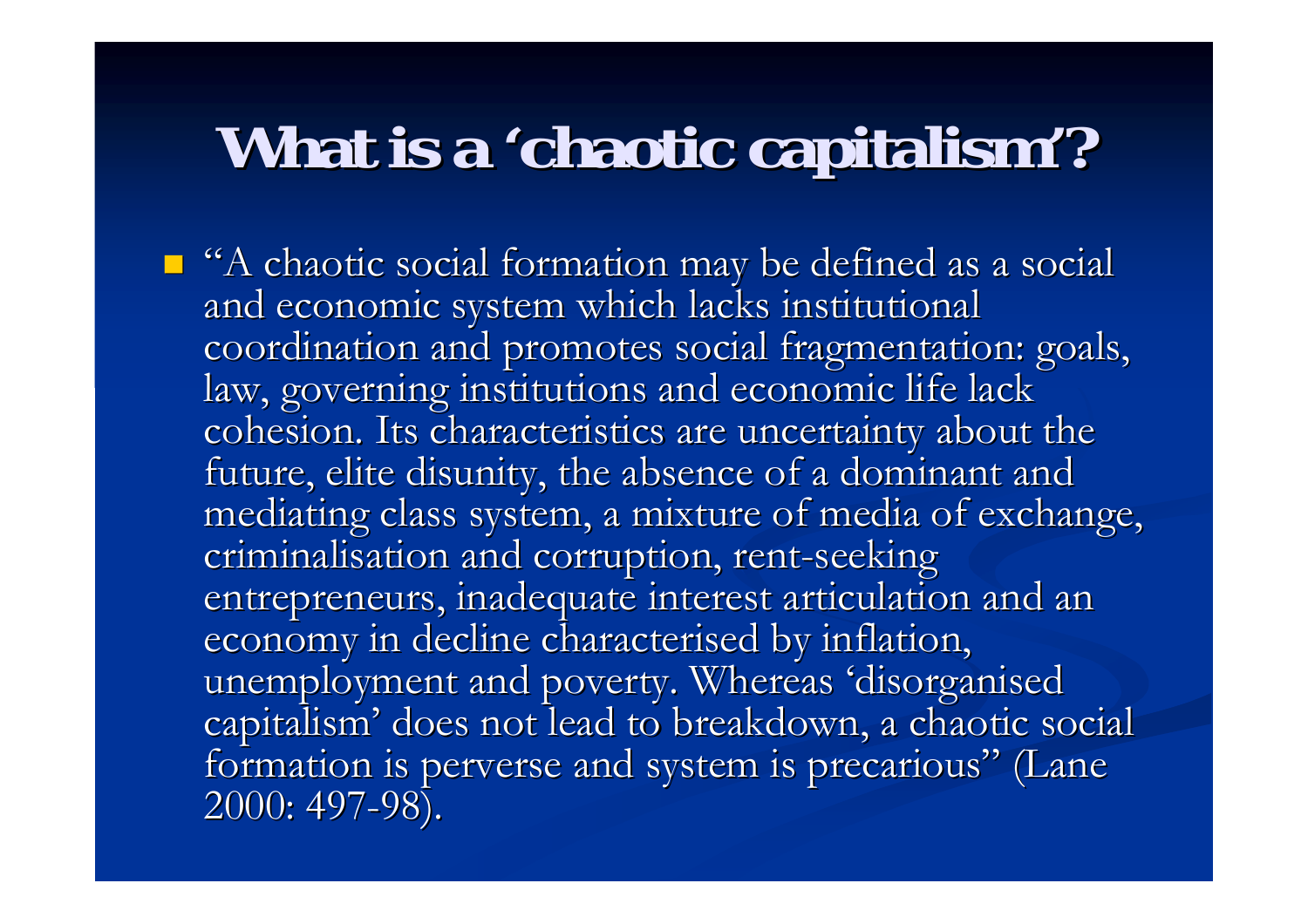# What is a 'chaotic capitalism'?

- "A chaotic social formation may be defined as a social and economic system which lacks institutional coordination and promotes social fragmentation: goals, law, governing institutions and economic life lack cohesion. Its characteristics are uncertainty about the future, elite disunity, the absence of a dominant and mediating class system, a mixture of media of exchange, criminalisation and corruption, rent-seeking entrepreneurs, inadequate interest articulation and an economy in decline characterised by inflation, unemployment and poverty. Whereas 'disorganised capitalism' does not lead to breakdown, a chaotic social formation is perverse and system is precarious" (Lane 2000: 497-98).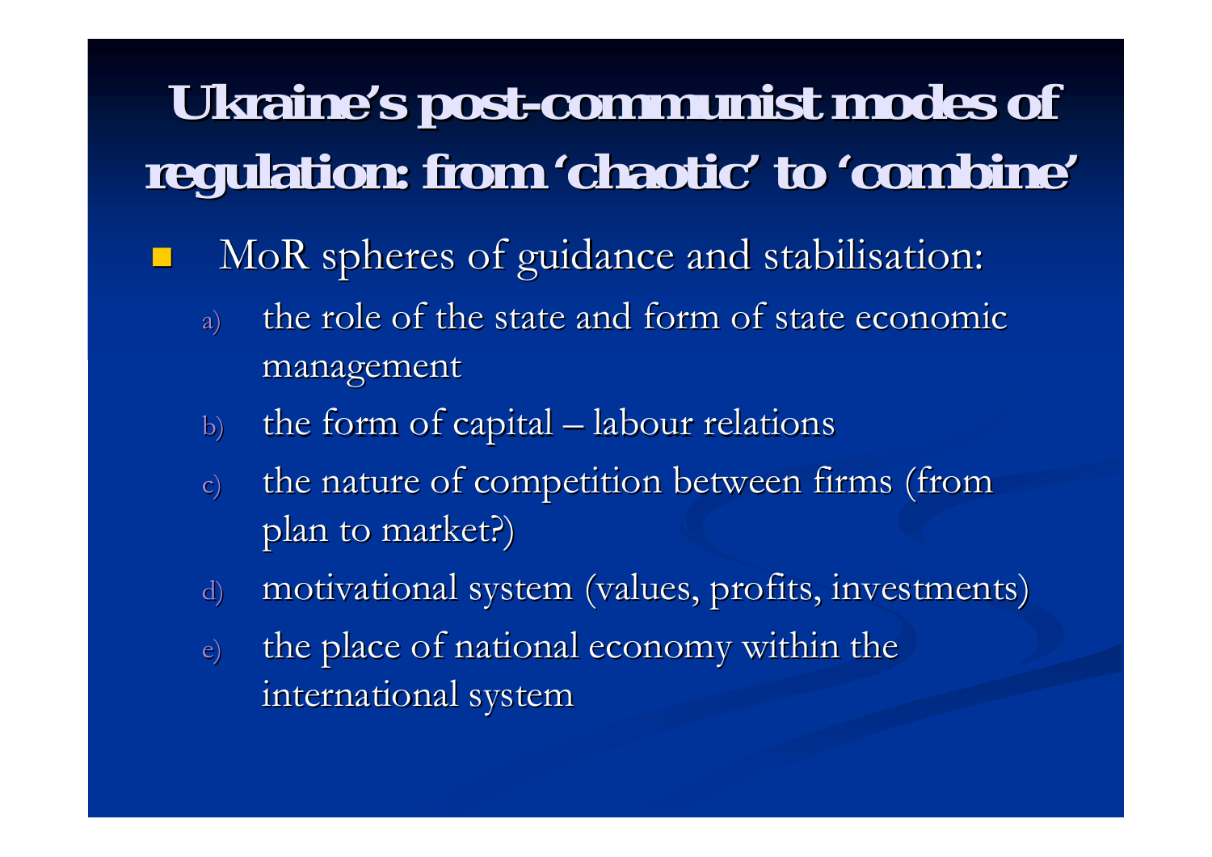# Ukraine's post-communist modes of regulation: from 'chaotic' to 'combine'

- MoR spheres of guidance and stabilisation:
  a) the role of the state and form of state economic management
  b) the form of capital – labour relations
  c) the nature of competition between firms (from plan to market?)
  d) motivational system (values, profits, investments)
  e) the place of national economy within the international system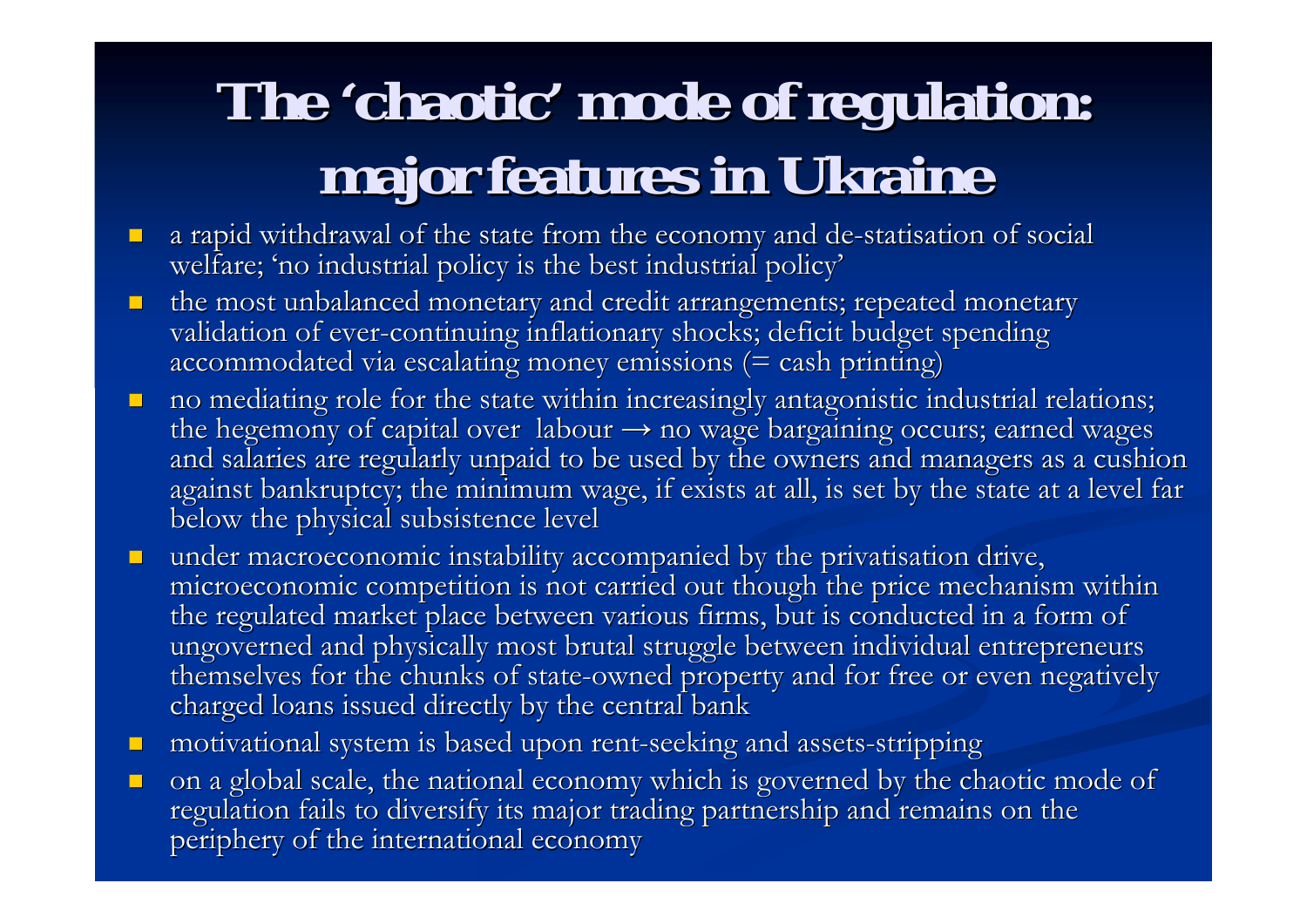# The 'chaotic' mode of regulation: major features in Ukraine

- a rapid withdrawal of the state from the economy and de-statisation of social welfare; 'no industrial policy is the best industrial policy'
- the most unbalanced monetary and credit arrangements; repeated monetary validation of ever-continuing inflationary shocks; deficit budget spending accommodated via escalating money emissions (= cash printing)
- no mediating role for the state within increasingly antagonistic industrial relations; the hegemony of capital over labour → no wage bargaining occurs; earned wages and salaries are regularly unpaid to be used by the owners and managers as a cushion against bankruptcy; the minimum wage, if exists at all, is set by the state at a level far below the physical subsistence level
- under macroeconomic instability accompanied by the privatisation drive, microeconomic competition is not carried out though the price mechanism within the regulated market place between various firms, but is conducted in a form of ungoverned and physically most brutal struggle between individual entrepreneurs themselves for the chunks of state-owned property and for free or even negatively charged loans issued directly by the central bank
- motivational system is based upon rent-seeking and assets-stripping
- on a global scale, the national economy which is governed by the chaotic mode of regulation fails to diversify its major trading partnership and remains on the periphery of the international economy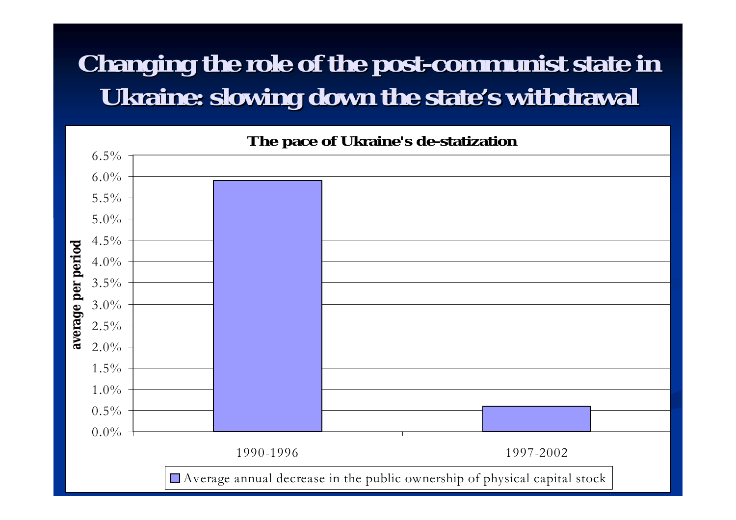# Changing the role of the post-communist state in Ukraine: slowing down the state's withdrawal

**The pace of Ukraine's de-statization**

| Period | Average annual decrease in the public ownership of physical capital stock (average per period) |
|---|---|
| 1990-1996 | ~5.9% |
| 1997-2002 | ~0.6% |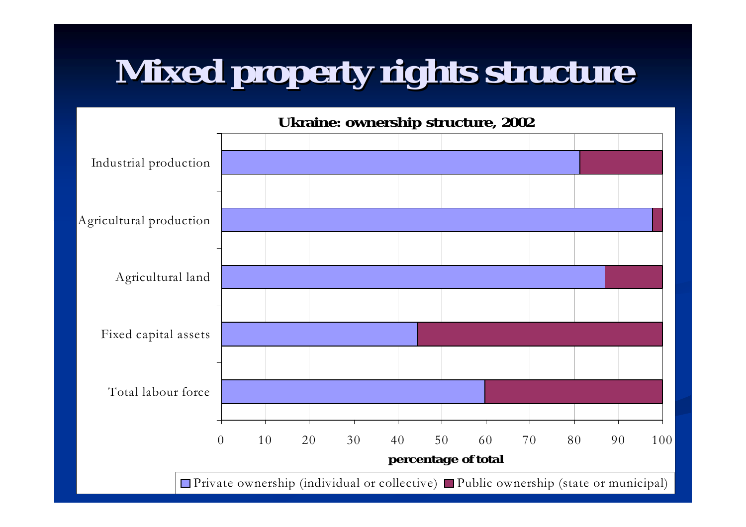# Mixed property rights structure

**Ukraine: ownership structure, 2002**

Industrial production

Agricultural production

Agricultural land

Fixed capital assets

Total labour force

0 10 20 30 40 50 60 70 80 90 100

**percentage of total**

Private ownership (individual or collective) Public ownership (state or municipal)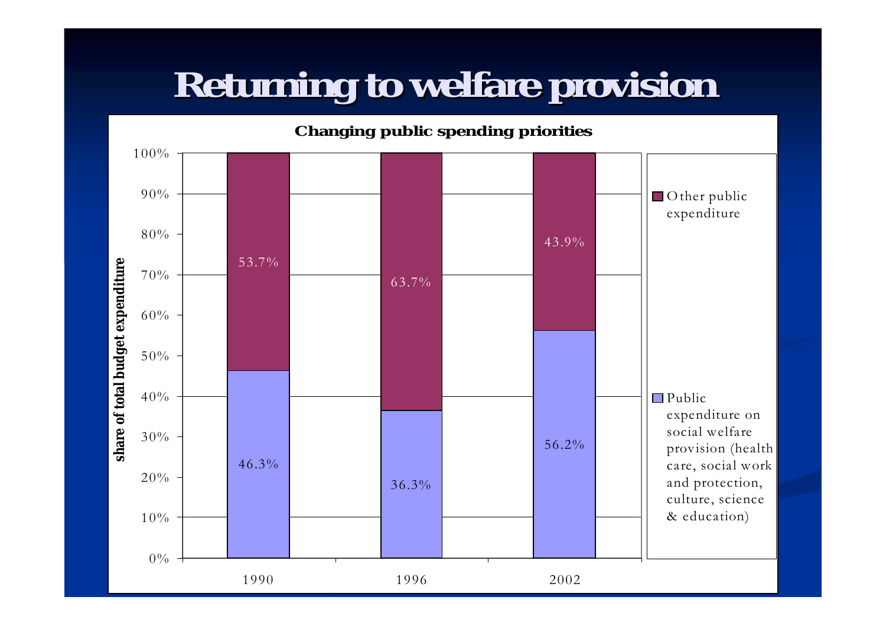# Returning to welfare provision

**Changing public spending priorities**

| | 1990 | 1996 | 2002 |
|---|---|---|---|
| Other public expenditure | 53.7% | 63.7% | 43.9% |
| Public expenditure on social welfare provision (health care, social work and protection, culture, science & education) | 46.3% | 36.3% | 56.2% |

Y-axis: share of total budget expenditure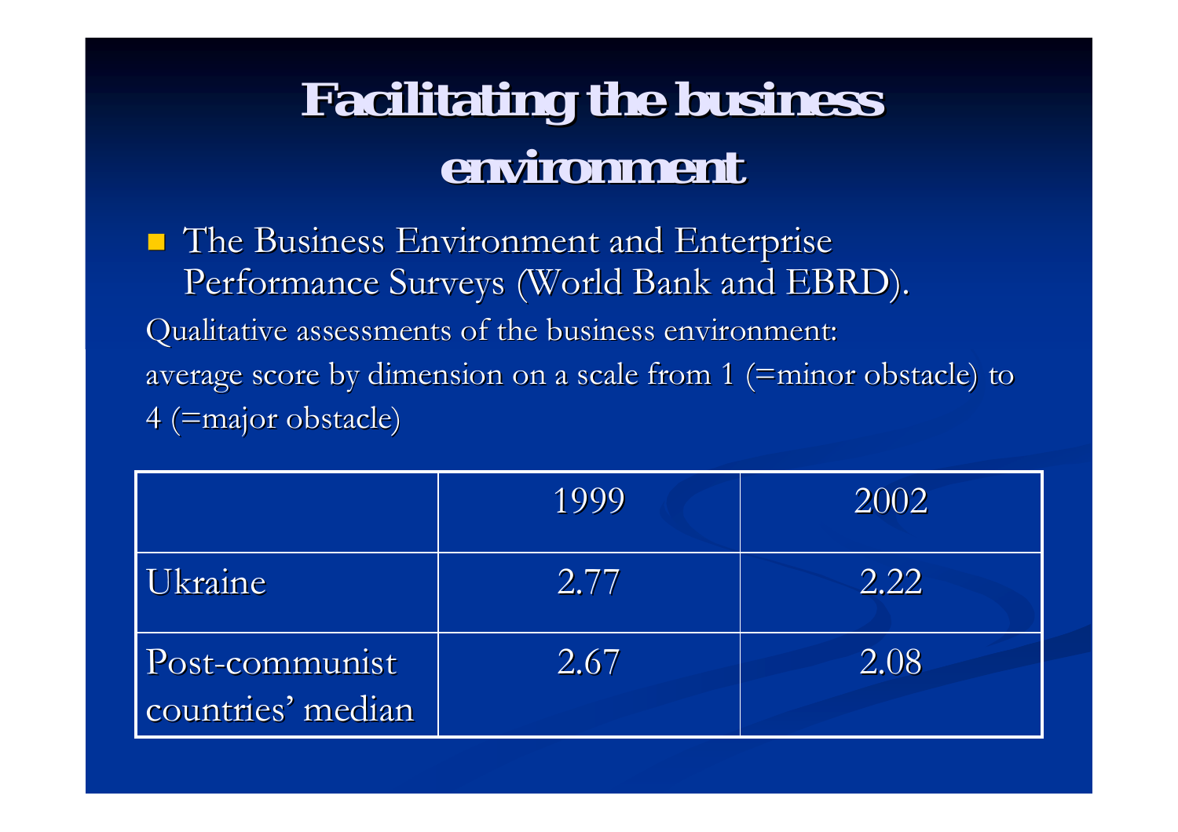# Facilitating the business environment

- The Business Environment and Enterprise Performance Surveys (World Bank and EBRD).

Qualitative assessments of the business environment:
average score by dimension on a scale from 1 (=minor obstacle) to 4 (=major obstacle)

| | 1999 | 2002 |
|---|---|---|
| Ukraine | 2.77 | 2.22 |
| Post-communist countries' median | 2.67 | 2.08 |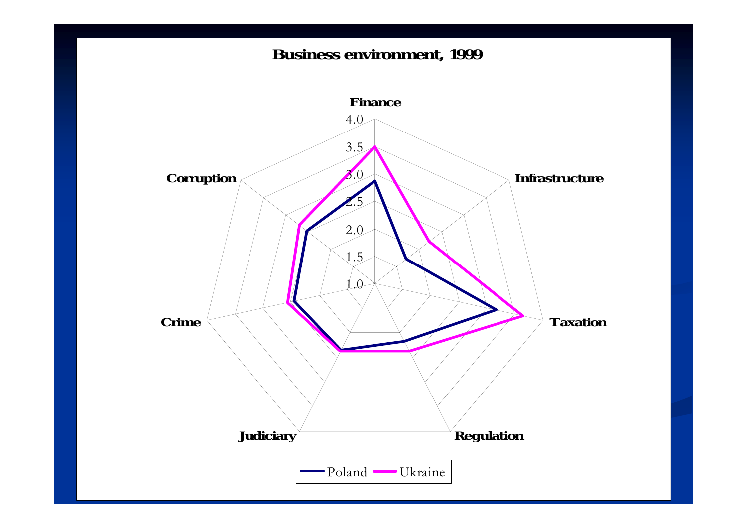**Business environment, 1999**

Finance

Infrastructure

Taxation

Regulation

Judiciary

Crime

Corruption

4.0
3.5
3.0
2.5
2.0
1.5
1.0

Poland Ukraine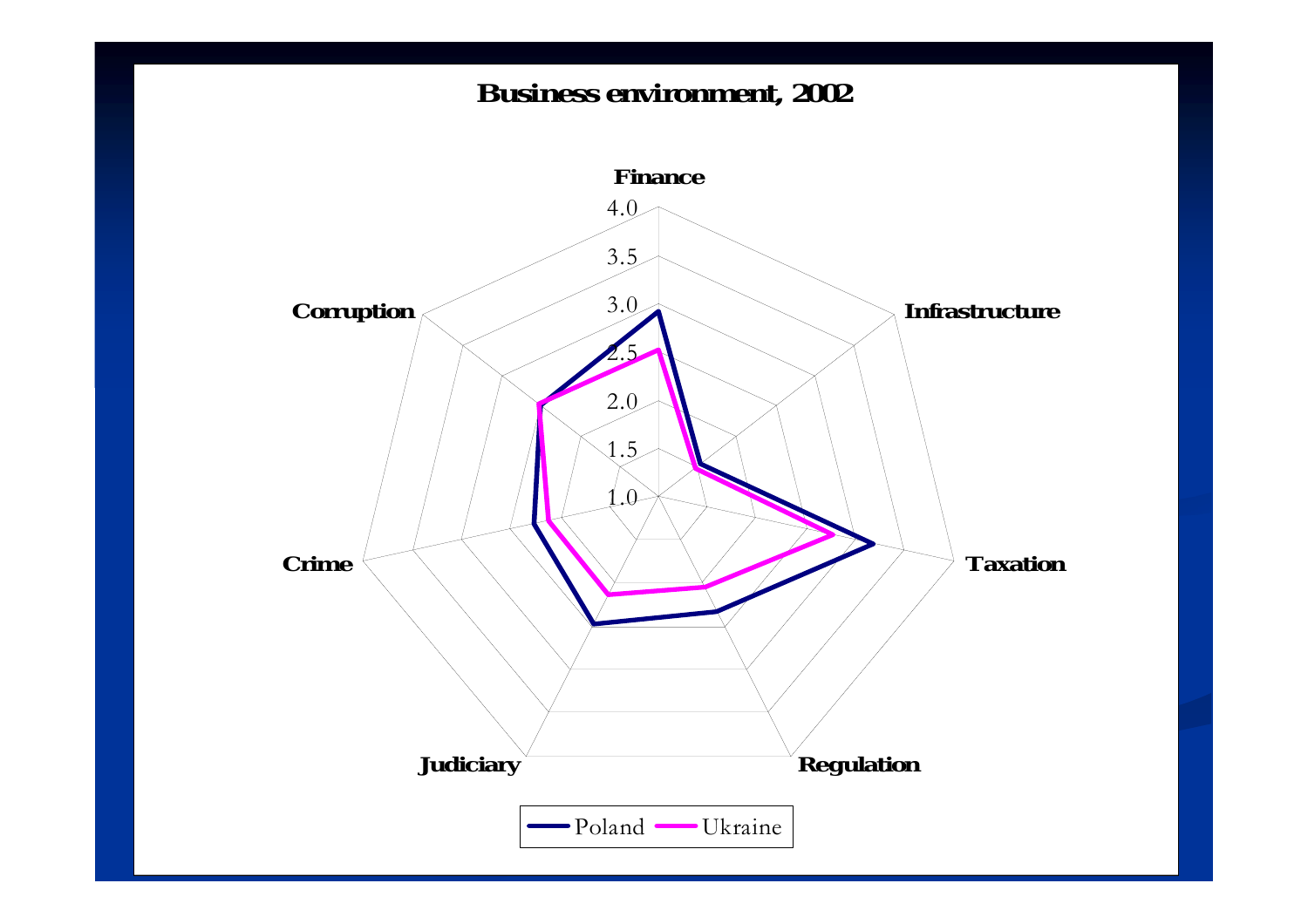## Business environment, 2002

Finance

4.0

3.5

3.0

2.5

2.0

1.5

1.0

Infrastructure

Taxation

Regulation

Judiciary

Crime

Corruption

Poland Ukraine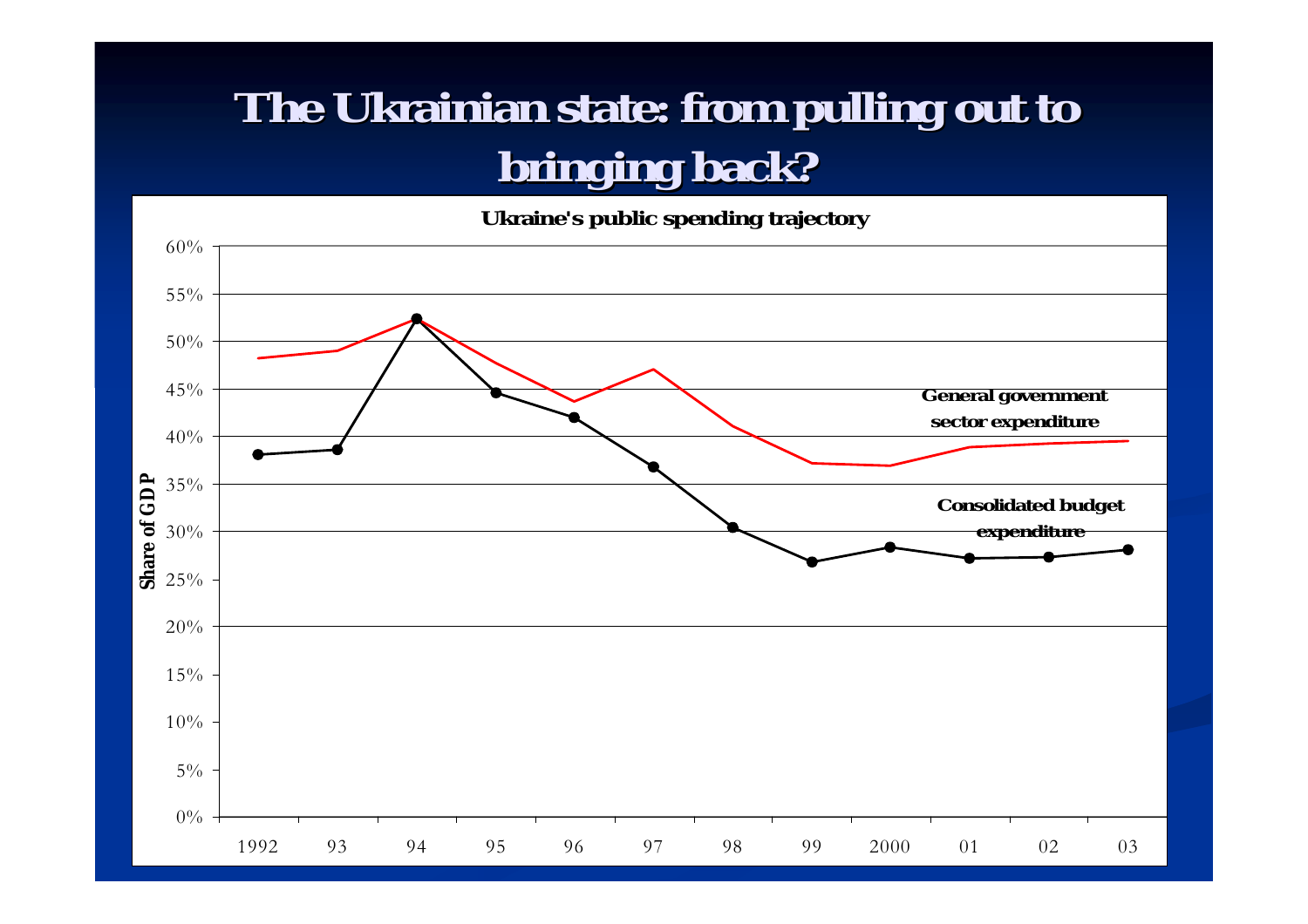# The Ukrainian state: from pulling out to bringing back?

**Ukraine's public spending trajectory**

Share of GDP

60%
55%
50%
45%
40%
35%
30%
25%
20%
15%
10%
5%
0%

1992 93 94 95 96 97 98 99 2000 01 02 03

**General government sector expenditure**

**Consolidated budget expenditure**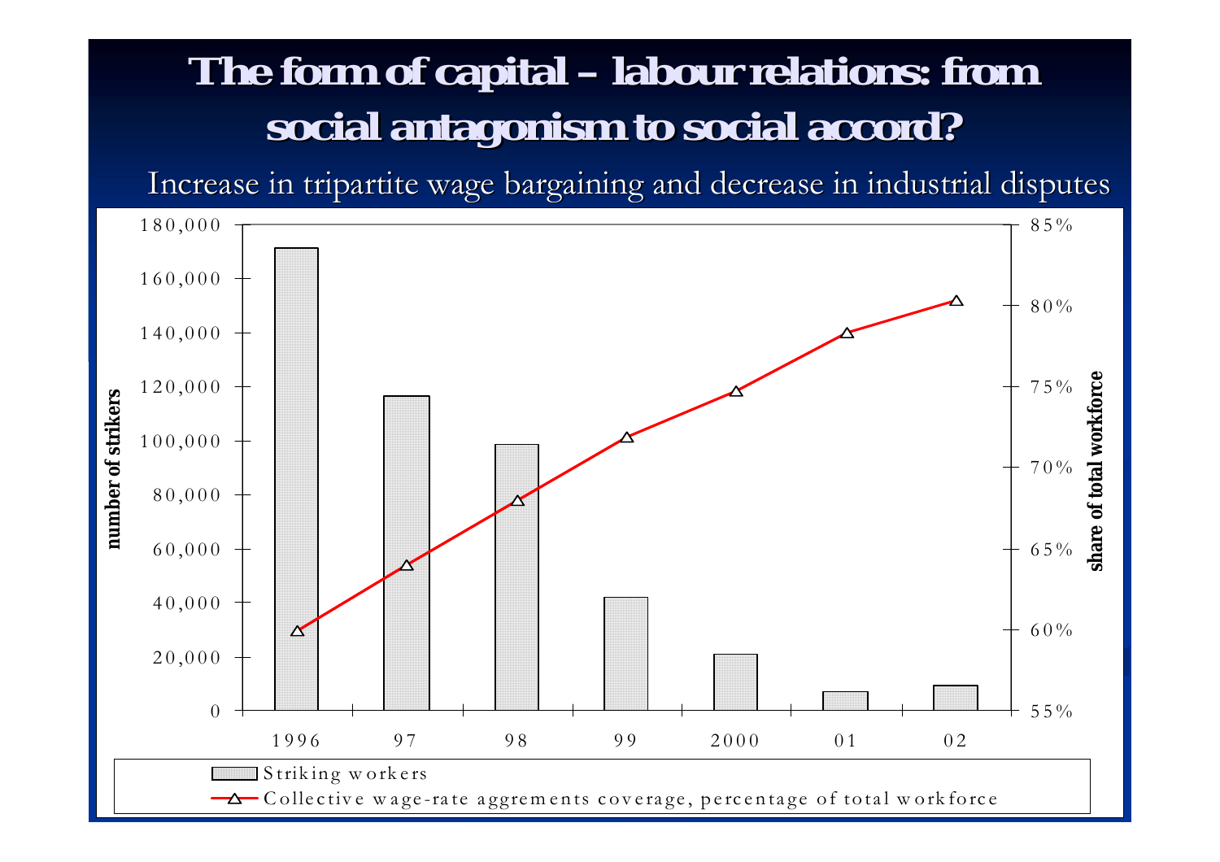# The form of capital – labour relations: from social antagonism to social accord?

Increase in tripartite wage bargaining and decrease in industrial disputes

number of strikers

180,000
160,000
140,000
120,000
100,000
80,000
60,000
40,000
20,000
0

share of total workforce

85%
80%
75%
70%
65%
60%
55%

1996 97 98 99 2000 01 02

Striking workers

Collective wage-rate aggrements coverage, percentage of total workforce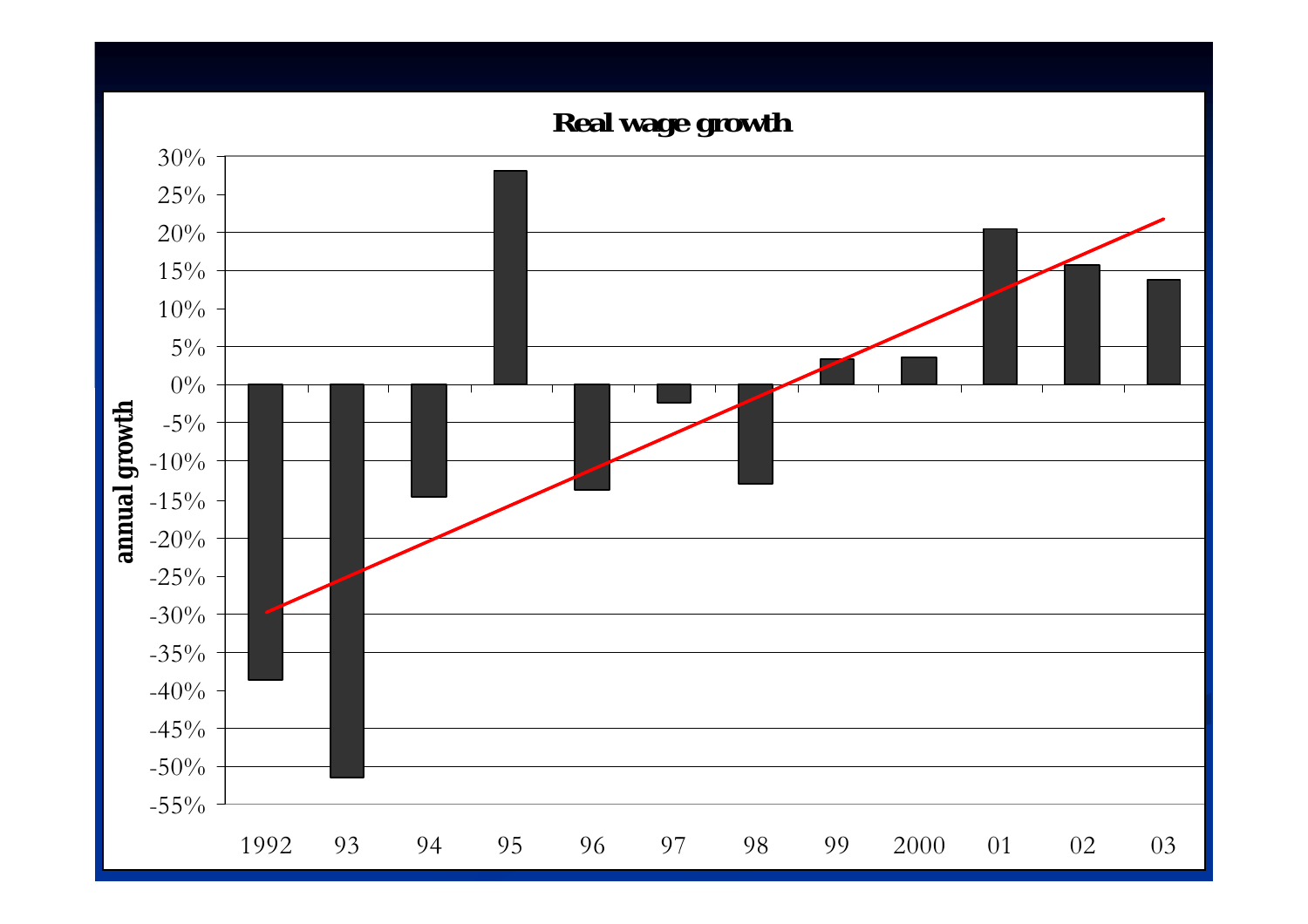## Real wage growth

| Year | Annual growth (approx.) |
|---|---|
| 1992 | -39% |
| 93 | -52% |
| 94 | -15% |
| 95 | 28% |
| 96 | -14% |
| 97 | -2% |
| 98 | -13% |
| 99 | 3% |
| 2000 | 4% |
| 01 | 20% |
| 02 | 16% |
| 03 | 14% |

annual growth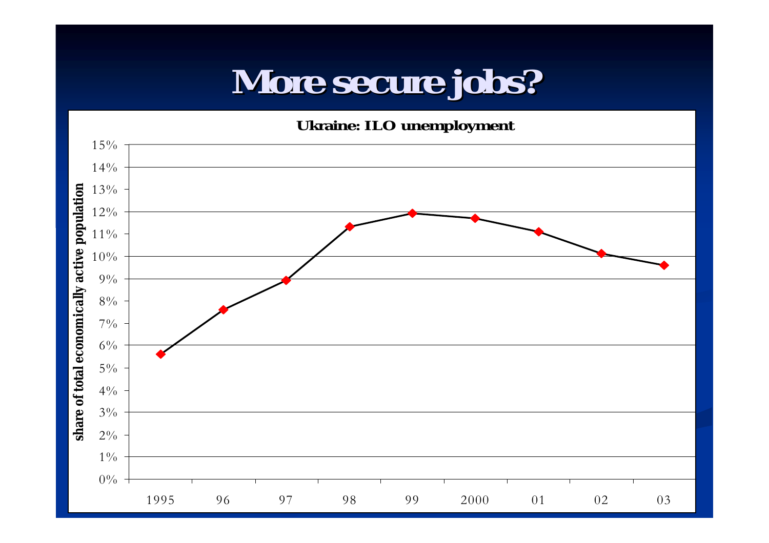# More secure jobs?

**Ukraine: ILO unemployment**

share of total economically active population

| Year | Share |
|---|---|
| 1995 | ~5.6% |
| 96 | ~7.6% |
| 97 | ~8.9% |
| 98 | ~11.3% |
| 99 | ~11.9% |
| 2000 | ~11.7% |
| 01 | ~11.1% |
| 02 | ~10.1% |
| 03 | ~9.6% |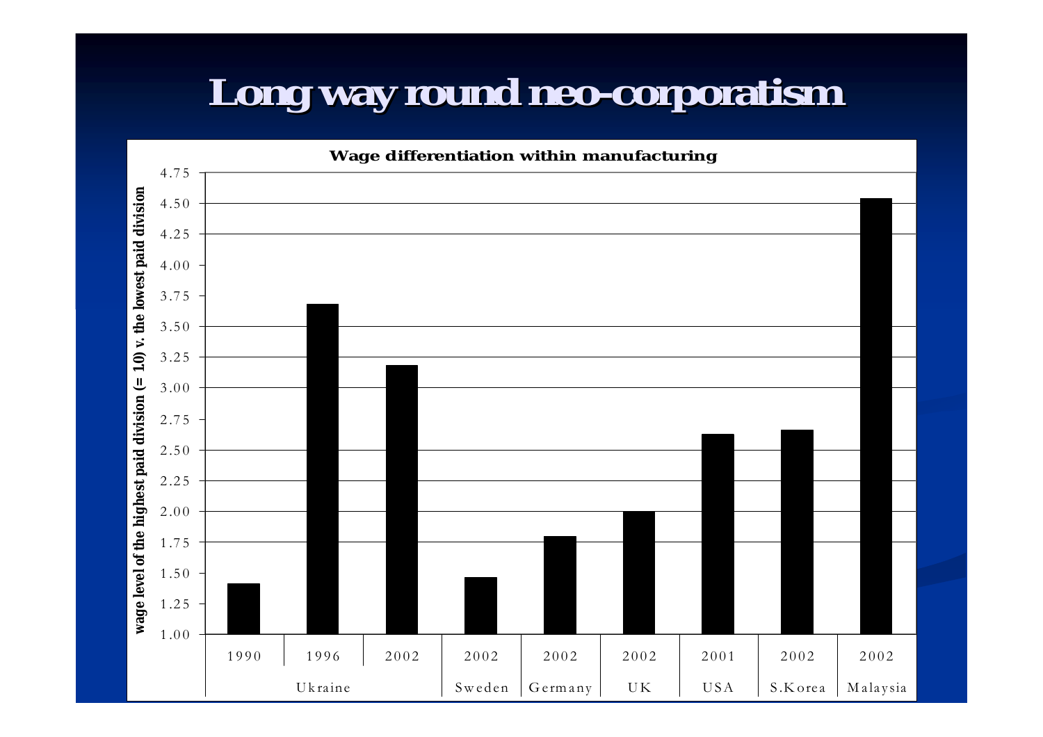# Long way round neo-corporatism

**Wage differentiation within manufacturing**

wage level of the highest paid division (= 1.0) v. the lowest paid division

4.75
4.50
4.25
4.00
3.75
3.50
3.25
3.00
2.75
2.50
2.25
2.00
1.75
1.50
1.25
1.00

| 1990 | 1996 | 2002 | 2002 | 2002 | 2002 | 2001 | 2002 | 2002 |
|---|---|---|---|---|---|---|---|---|
| Ukraine | | | Sweden | Germany | UK | USA | S.Korea | Malaysia |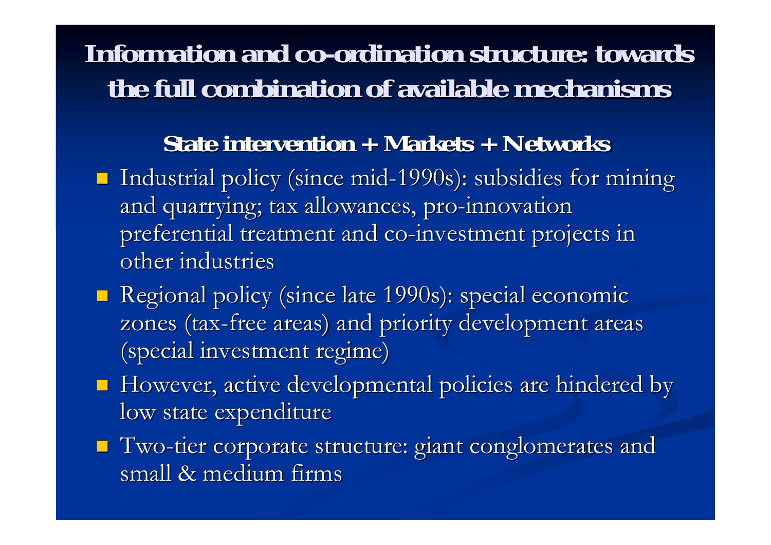# Information and co-ordination structure: towards the full combination of available mechanisms

**State intervention + Markets + Networks**

- Industrial policy (since mid-1990s): subsidies for mining and quarrying; tax allowances, pro-innovation preferential treatment and co-investment projects in other industries
- Regional policy (since late 1990s): special economic zones (tax-free areas) and priority development areas (special investment regime)
- However, active developmental policies are hindered by low state expenditure
- Two-tier corporate structure: giant conglomerates and small & medium firms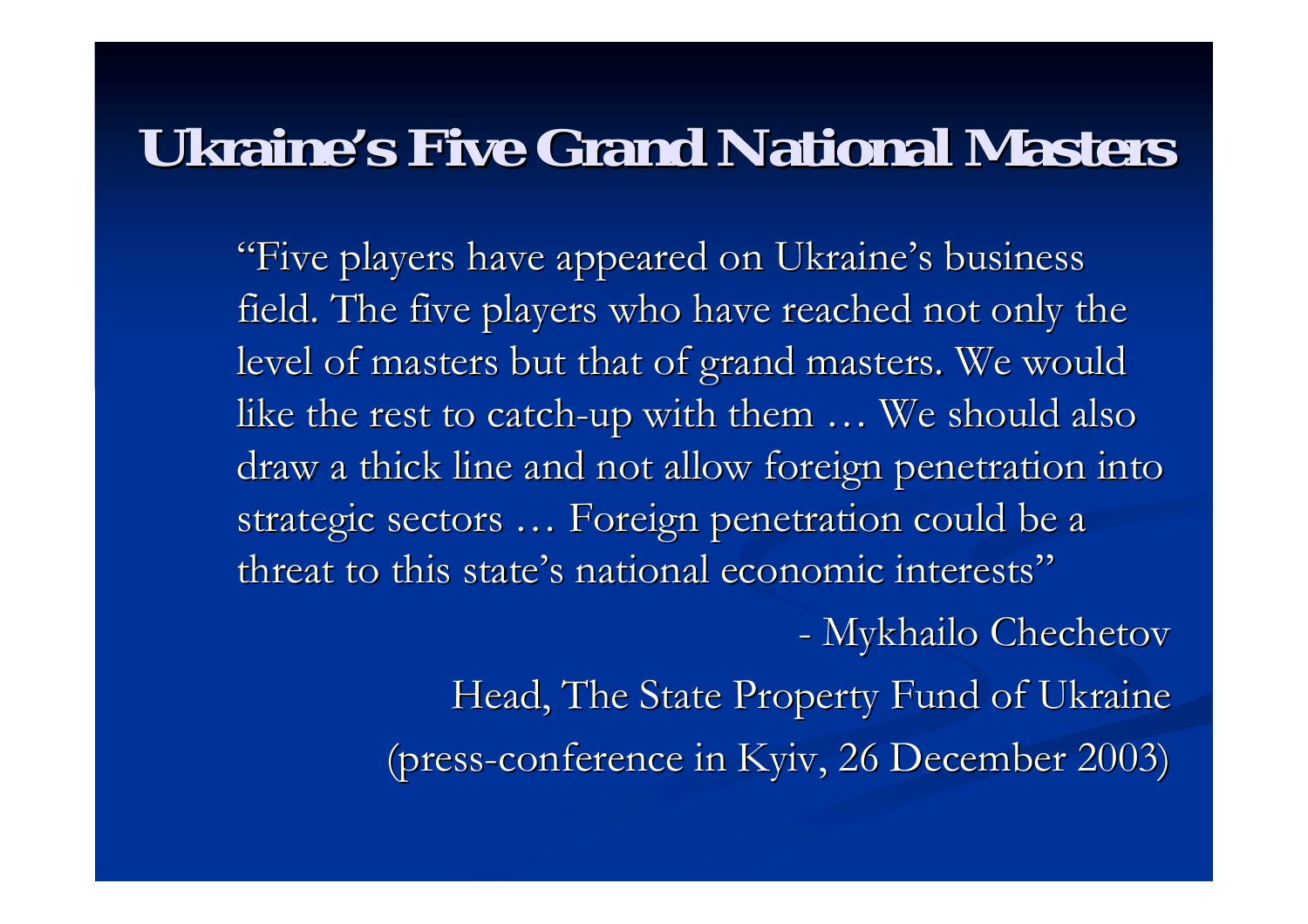# Ukraine's Five Grand National Masters

"Five players have appeared on Ukraine's business field. The five players who have reached not only the level of masters but that of grand masters. We would like the rest to catch-up with them … We should also draw a thick line and not allow foreign penetration into strategic sectors … Foreign penetration could be a threat to this state's national economic interests"

- Mykhailo Chechetov

Head, The State Property Fund of Ukraine

(press-conference in Kyiv, 26 December 2003)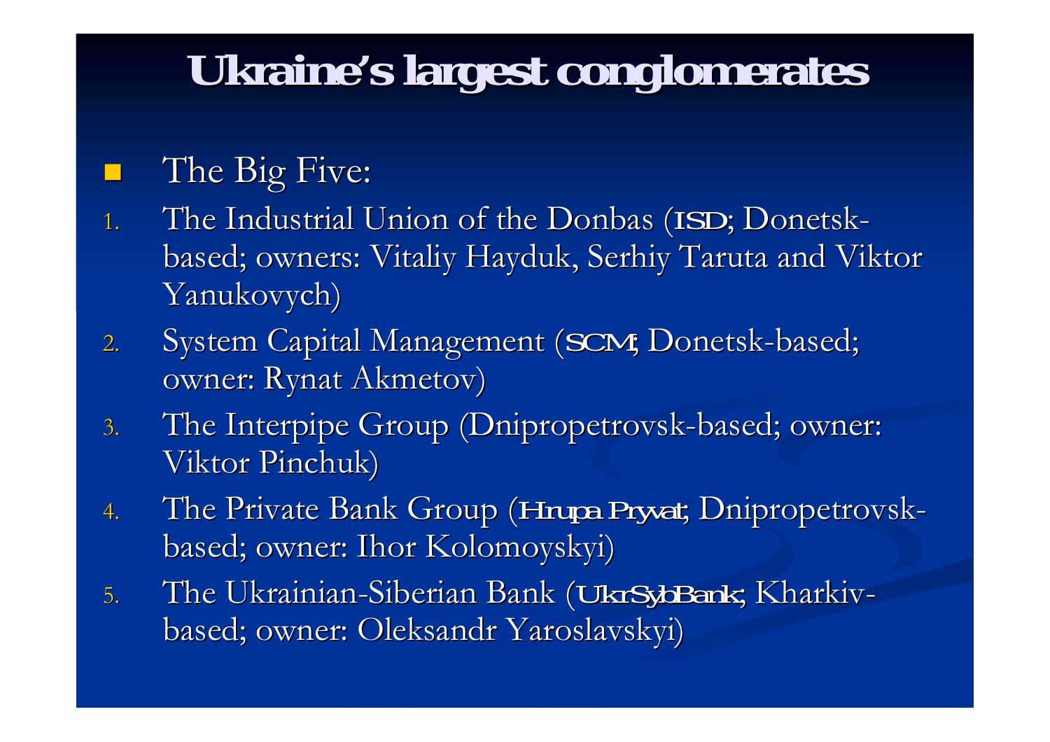# Ukraine's largest conglomerates

- The Big Five:

1. The Industrial Union of the Donbas (ISD; Donetsk-based; owners: Vitaliy Hayduk, Serhiy Taruta and Viktor Yanukovych)
2. System Capital Management (SCM; Donetsk-based; owner: Rynat Akmetov)
3. The Interpipe Group (Dnipropetrovsk-based; owner: Viktor Pinchuk)
4. The Private Bank Group (Hrupa Pryvat; Dnipropetrovsk-based; owner: Ihor Kolomoyskyi)
5. The Ukrainian-Siberian Bank (UkrSybBank; Kharkiv-based; owner: Oleksandr Yaroslavskyi)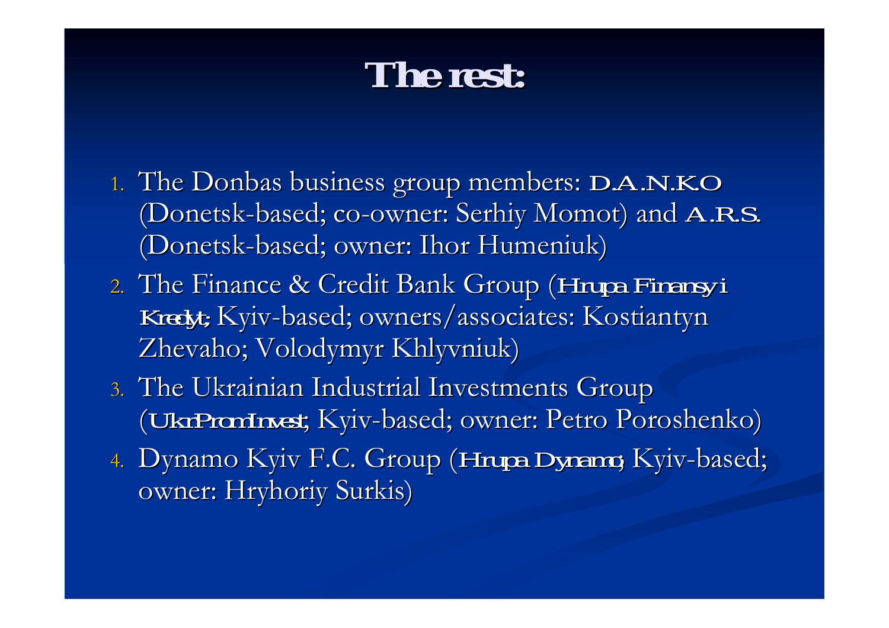# The rest:

1. The Donbas business group members: **D.A.N.K.O** (Donetsk-based; co-owner: Serhiy Momot) and **A.R.S.** (Donetsk-based; owner: Ihor Humeniuk)
2. The Finance & Credit Bank Group (**Hrupa Finansy i Kredyt;** Kyiv-based; owners/associates: Kostiantyn Zhevaho; Volodymyr Khlyvniuk)
3. The Ukrainian Industrial Investments Group (**UkrPromInvest**; Kyiv-based; owner: Petro Poroshenko)
4. Dynamo Kyiv F.C. Group (**Hrupa Dynamo;** Kyiv-based; owner: Hryhoriy Surkis)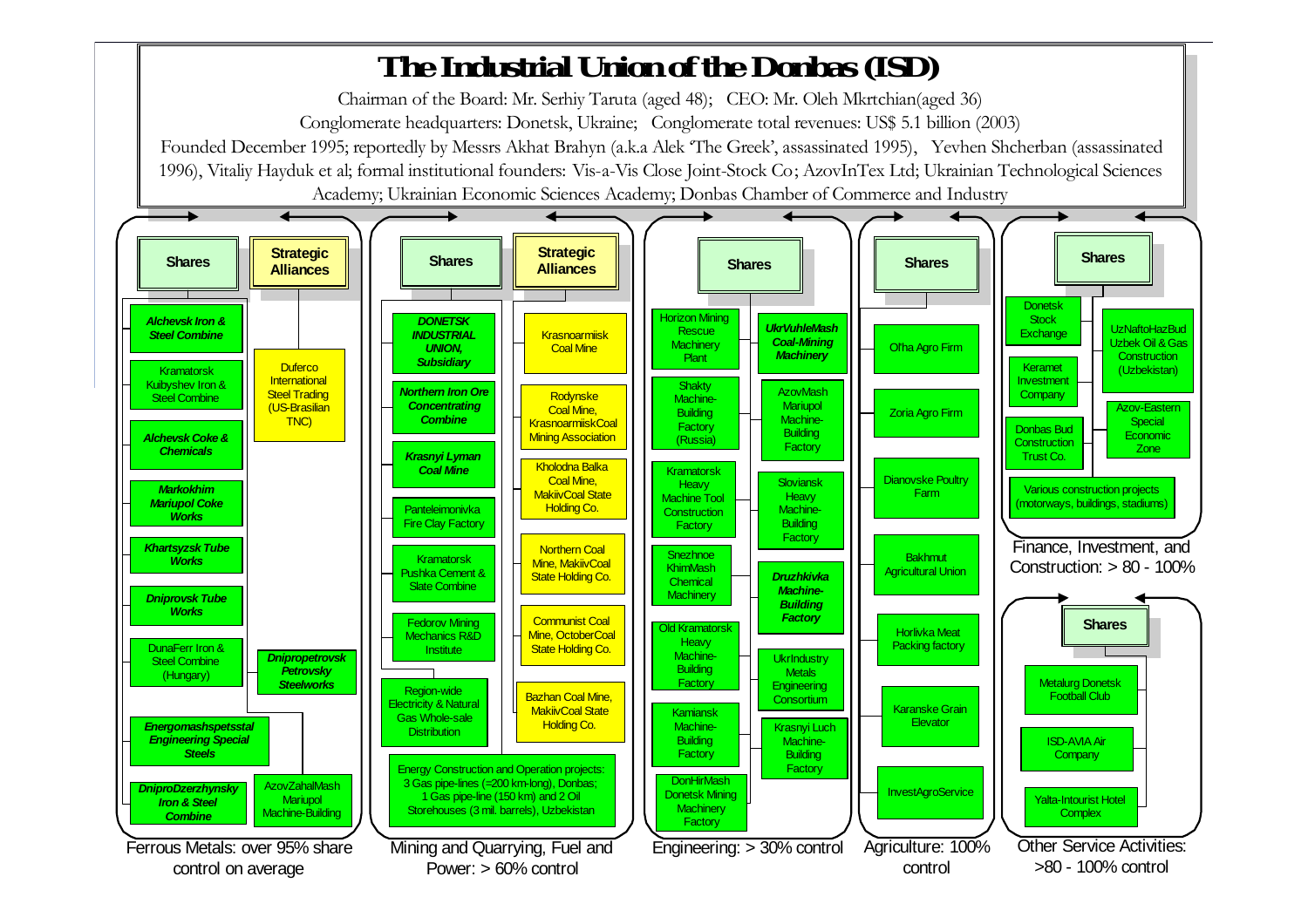# The Industrial Union of the Donbas (ISD)

Chairman of the Board: Mr. Serhiy Taruta (aged 48); CEO: Mr. Oleh Mkrtchian(aged 36)

Conglomerate headquarters: Donetsk, Ukraine; Conglomerate total revenues: US$ 5.1 billion (2003)

Founded December 1995; reportedly by Messrs Akhat Brahyn (a.k.a Alek 'The Greek', assassinated 1995), Yevhen Shcherban (assassinated 1996), Vitaliy Hayduk et al; formal institutional founders: Vis-a-Vis Close Joint-Stock Co; AzovInTex Ltd; Ukrainian Technological Sciences Academy; Ukrainian Economic Sciences Academy; Donbas Chamber of Commerce and Industry

## Ferrous Metals: over 95% share control on average

**Shares**
- *Alchevsk Iron & Steel Combine*
- Kramatorsk Kuibyshev Iron & Steel Combine
- *Alchevsk Coke & Chemicals*
- *Markokhim Mariupol Coke Works*
- *Khartsyzsk Tube Works*
- *Dniprovsk Tube Works*
- DunaFerr Iron & Steel Combine (Hungary)
- *Energomashspetsstal Engineering Special Steels*
- *DniproDzerzhynsky Iron & Steel Combine*
- AzovZahalMash Mariupol Machine-Building

**Strategic Alliances**
- Duferco International Steel Trading (US-Brasilian TNC)
- *Dnipropetrovsk Petrovsky Steelworks*

## Mining and Quarrying, Fuel and Power: > 60% control

**Shares**
- *DONETSK INDUSTRIAL UNION, Subsidiary*
- *Northern Iron Ore Concentrating Combine*
- *Krasnyi Lyman Coal Mine*
- Panteleimonivka Fire Clay Factory
- Kramatorsk Pushka Cement & Slate Combine
- Fedorov Mining Mechanics R&D Institute
- Region-wide Electricity & Natural Gas Whole-sale Distribution
- Energy Construction and Operation projects: 3 Gas pipe-lines (≈200 km-long), Donbas; 1 Gas pipe-line (150 km) and 2 Oil Storehouses (3 mil. barrels), Uzbekistan

**Strategic Alliances**
- Krasnoarmiisk Coal Mine
- Rodynske Coal Mine, KrasnoarmiiskCoal Mining Association
- Kholodna Balka Coal Mine, MakiivCoal State Holding Co.
- Northern Coal Mine, MakiivCoal State Holding Co.
- Communist Coal Mine, OctoberCoal State Holding Co.
- Bazhan Coal Mine, MakiivCoal State Holding Co.

## Engineering: > 30% control

**Shares**
- Horizon Mining Rescue Machinery Plant
- Shakty Machine-Building Factory (Russia)
- Kramatorsk Heavy Machine Tool Construction Factory
- Snezhnoe KhimMash Chemical Machinery
- Old Kramatorsk Heavy Machine-Building Factory
- Kamiansk Machine-Building Factory
- DonHirMash Donetsk Mining Machinery Factory
- *UkrVuhleMash Coal-Mining Machinery*
- AzovMash Mariupol Machine-Building Factory
- Sloviansk Heavy Machine-Building Factory
- *Druzhkivka Machine-Building Factory*
- UkrIndustry Metals Engineering Consortium
- Krasnyi Luch Machine-Building Factory

## Agriculture: 100% control

**Shares**
- Ol'ha Agro Firm
- Zoria Agro Firm
- Dianovske Poultry Farm
- Bakhmut Agricultural Union
- Horlivka Meat Packing factory
- Karanske Grain Elevator
- InvestAgroService

## Finance, Investment, and Construction: > 80 - 100%

**Shares**
- Donetsk Stock Exchange
- Keramet Investment Company
- Donbas Bud Construction Trust Co.
- UzNaftoHazBud Uzbek Oil & Gas Construction (Uzbekistan)
- Azov-Eastern Special Economic Zone
- Various construction projects (motorways, buildings, stadiums)

## Other Service Activities: >80 - 100% control

**Shares**
- Metalurg Donetsk Football Club
- ISD-AVIA Air Company
- Yalta-Intourist Hotel Complex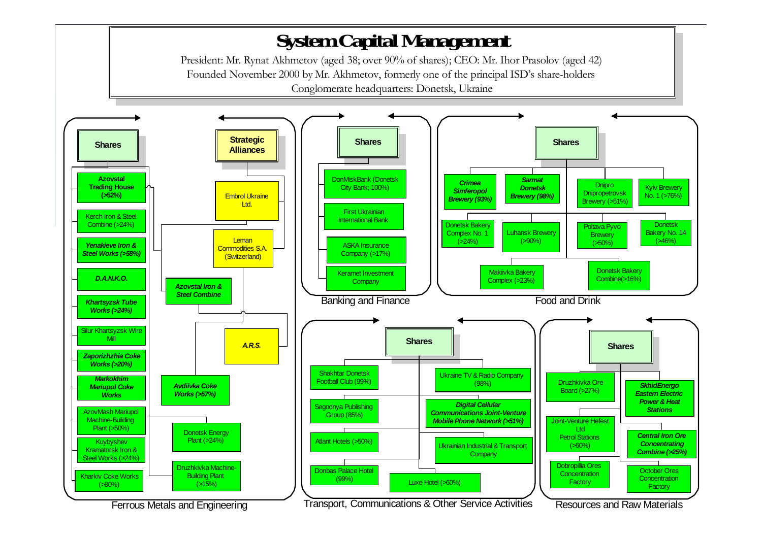# System Capital Management

President: Mr. Rynat Akhmetov (aged 38; over 90% of shares); CEO: Mr. Ihor Prasolov (aged 42)

Founded November 2000 by Mr. Akhmetov, formerly one of the principal ISD's share-holders

Conglomerate headquarters: Donetsk, Ukraine

## Ferrous Metals and Engineering

**Shares**

- **Azovstal Trading House (>52%)**
- Kerch Iron & Steel Combine (>24%)
- ***Yenakieve Iron & Steel Works (>58%)***
- ***D.A.N.K.O.***
- ***Khartsyzsk Tube Works (>24%)***
- Silur Khartsyzsk Wire Mill
- ***Zaporizhzhia Coke Works (>20%)***
- ***Markokhim Mariupol Coke Works***
- AzovMash Mariupol Machine-Building Plant (>50%)
- Kuybyshev Kramatorsk Iron & Steel Works (>24%)
- Kharkiv Coke Works (>80%)
- ***Azovstal Iron & Steel Combine***
- ***Avdiivka Coke Works (>57%)***
- Donetsk Energy Plant (>24%)
- Druzhkivka Machine-Building Plant (>15%)

**Strategic Alliances**

- Embrol Ukraine Ltd.
- Leman Commodities S.A. (Switzerland)
- ***A.R.S.***

## Banking and Finance

**Shares**

- DonMiskBank (Donetsk City Bank; 100%)
- First Ukrainian International Bank
- ASKA Insurance Company (>17%)
- Keramet Investment Company

## Food and Drink

**Shares**

- ***Crimea Simferopol Brewery (93%)***
- ***Sarmat Donetsk Brewery (98%)***
- Dnipro Dnipropetrovsk Brewery (>51%)
- Kyiv Brewery No. 1 (>76%)
- Donetsk Bakery Complex No. 1 (>24%)
- Luhansk Brewery (>90%)
- Poltava Pyvo Brewery (>50%)
- Donetsk Bakery No. 14 (>46%)
- Makiivka Bakery Complex (>23%)
- Donetsk Bakery Combine(>16%)

## Transport, Communications & Other Service Activities

**Shares**

- Shakhtar Donetsk Football Club (99%)
- Segodnya Publishing Group (85%)
- Atlant Hotels (>50%)
- Donbas Palace Hotel (99%)
- Luxe Hotel (>60%)
- Ukraine TV & Radio Company (98%)
- ***Digital Cellular Communications Joint-Venture Mobile Phone Network (>51%)***
- Ukrainian Industrial & Transport Company

## Resources and Raw Materials

**Shares**

- Druzhkivka Ore Board (>27%)
- Joint-Venture Hefest Ltd Petrol Stations (>60%)
- Dobropillia Ores Concentration Factory
- ***SkhidEnergo Eastern Electric Power & Heat Stations***
- ***Central Iron Ore Concentrating Combine (>25%)***
- October Ores Concentration Factory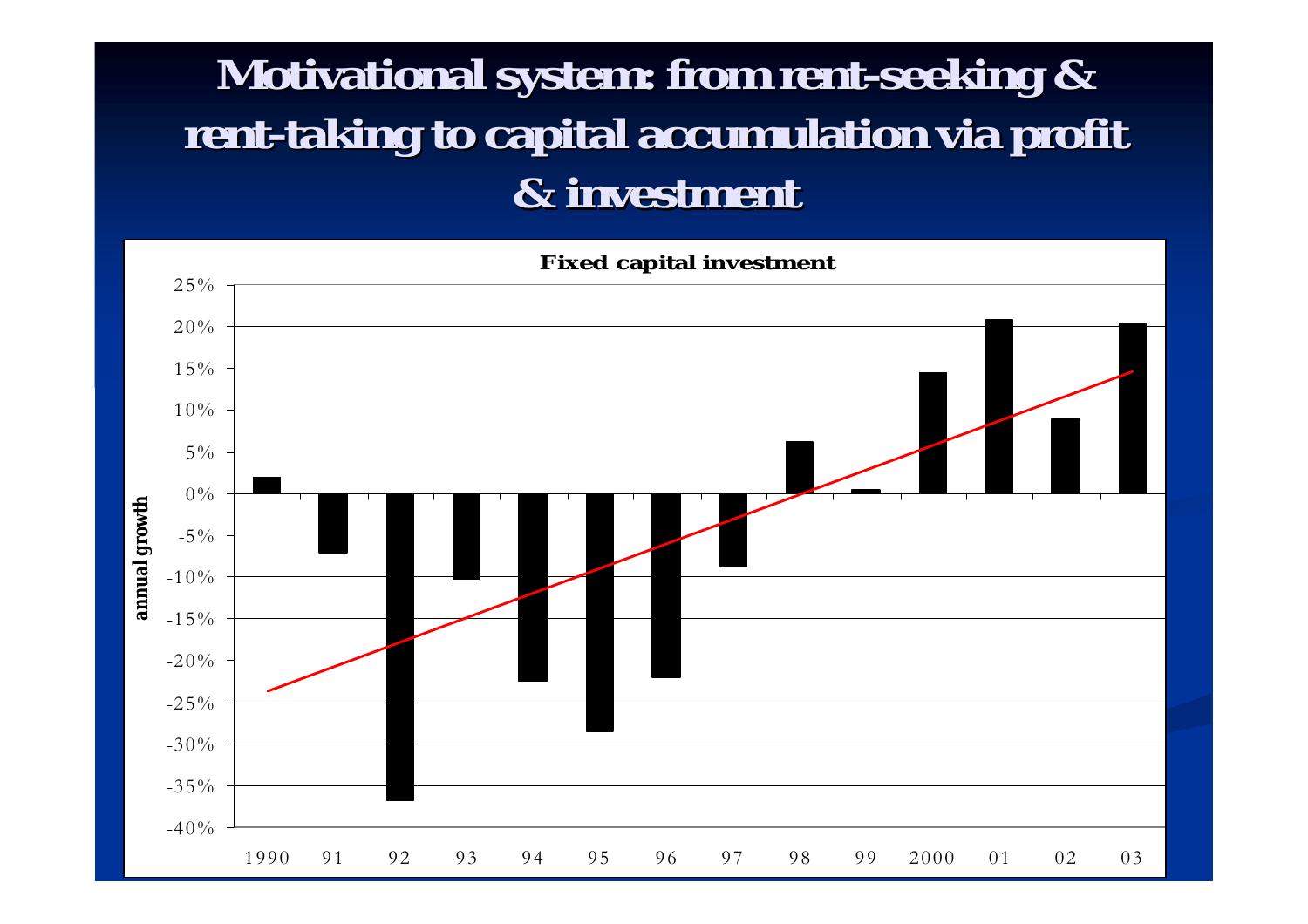# Motivational system: from rent-seeking & rent-taking to capital accumulation via profit & investment

**Fixed capital investment**

| Year | annual growth (approx.) |
| --- | --- |
| 1990 | 2% |
| 91 | -7% |
| 92 | -37% |
| 93 | -10% |
| 94 | -22.5% |
| 95 | -28.5% |
| 96 | -22% |
| 97 | -9% |
| 98 | 6% |
| 99 | 0.5% |
| 2000 | 14.5% |
| 01 | 21% |
| 02 | 9% |
| 03 | 20.5% |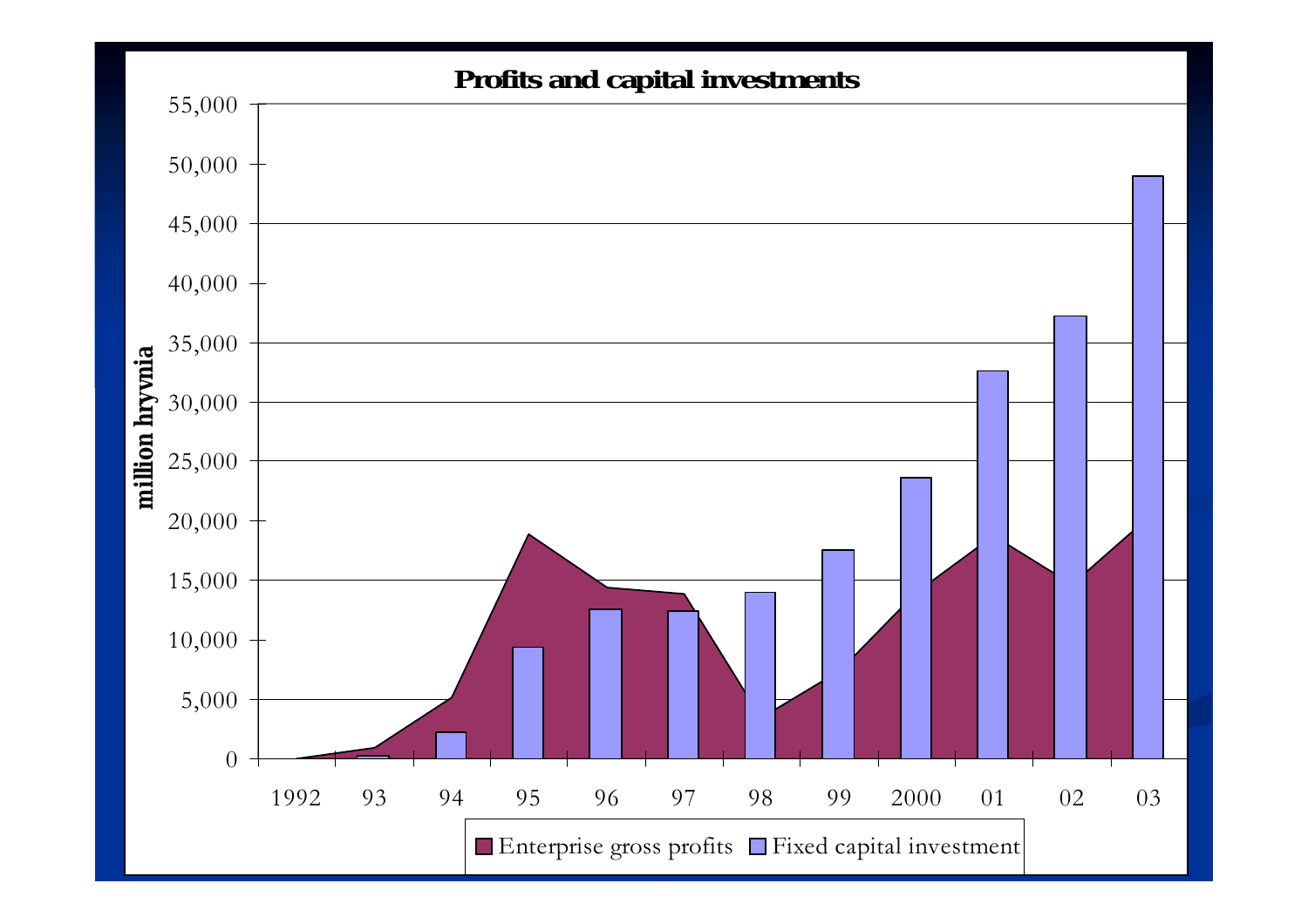# Profits and capital investments

| Year | Enterprise gross profits (million hryvnia) | Fixed capital investment (million hryvnia) |
|---|---|---|
| 1992 | ~0 | |
| 93 | ~1,000 | ~300 |
| 94 | ~5,000 | ~2,200 |
| 95 | ~19,000 | ~9,400 |
| 96 | ~14,500 | ~12,600 |
| 97 | ~14,000 | ~12,400 |
| 98 | ~4,000 | ~14,000 |
| 99 | ~7,000 | ~17,600 |
| 2000 | ~14,000 | ~23,600 |
| 01 | ~18,500 | ~32,600 |
| 02 | ~15,000 | ~37,200 |
| 03 | ~19,000 | ~49,000 |

Legend: Enterprise gross profits; Fixed capital investment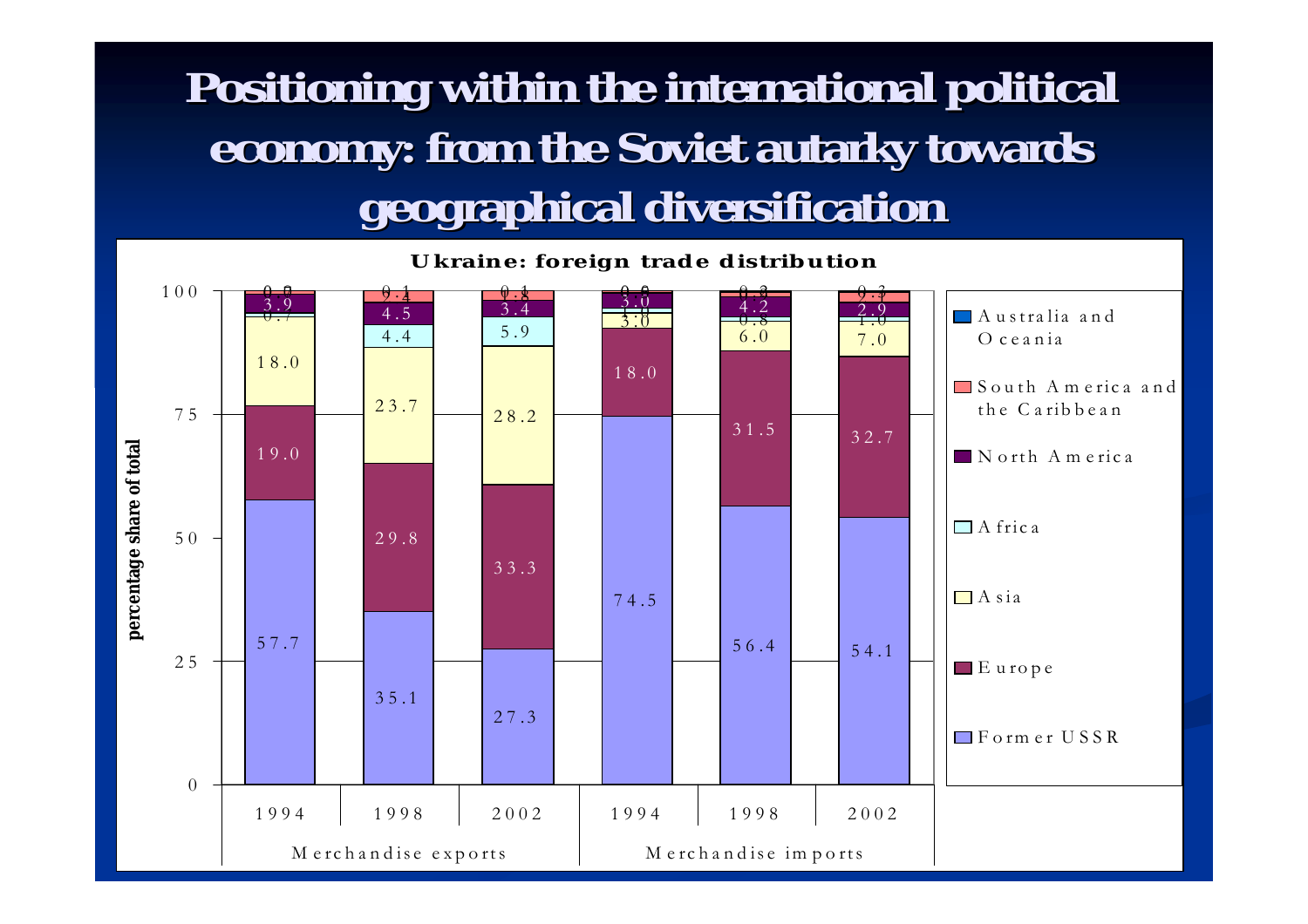# Positioning within the international political economy: from the Soviet autarky towards geographical diversification

**Ukraine: foreign trade distribution**

| | Merchandise exports 1994 | Merchandise exports 1998 | Merchandise exports 2002 | Merchandise imports 1994 | Merchandise imports 1998 | Merchandise imports 2002 |
|---|---|---|---|---|---|---|
| Australia and Oceania | 0.0 | 0.1 | 0.1 | 0.0 | 0.3 | 0.3 |
| South America and the Caribbean | 0.7 | 2.4 | 1.8 | 0.0 | 0.3 | 0.3 |
| North America | 3.9 | 4.5 | 3.4 | 3.0 | 4.2 | 2.9 |
| Africa | 0.7 | 4.4 | 5.9 | 1.0 | 0.8 | 1.0 |
| Asia | 18.0 | 23.7 | 28.2 | 3.0 | 6.0 | 7.0 |
| Europe | 19.0 | 29.8 | 33.3 | 18.0 | 31.5 | 32.7 |
| Former USSR | 57.7 | 35.1 | 27.3 | 74.5 | 56.4 | 54.1 |

percentage share of total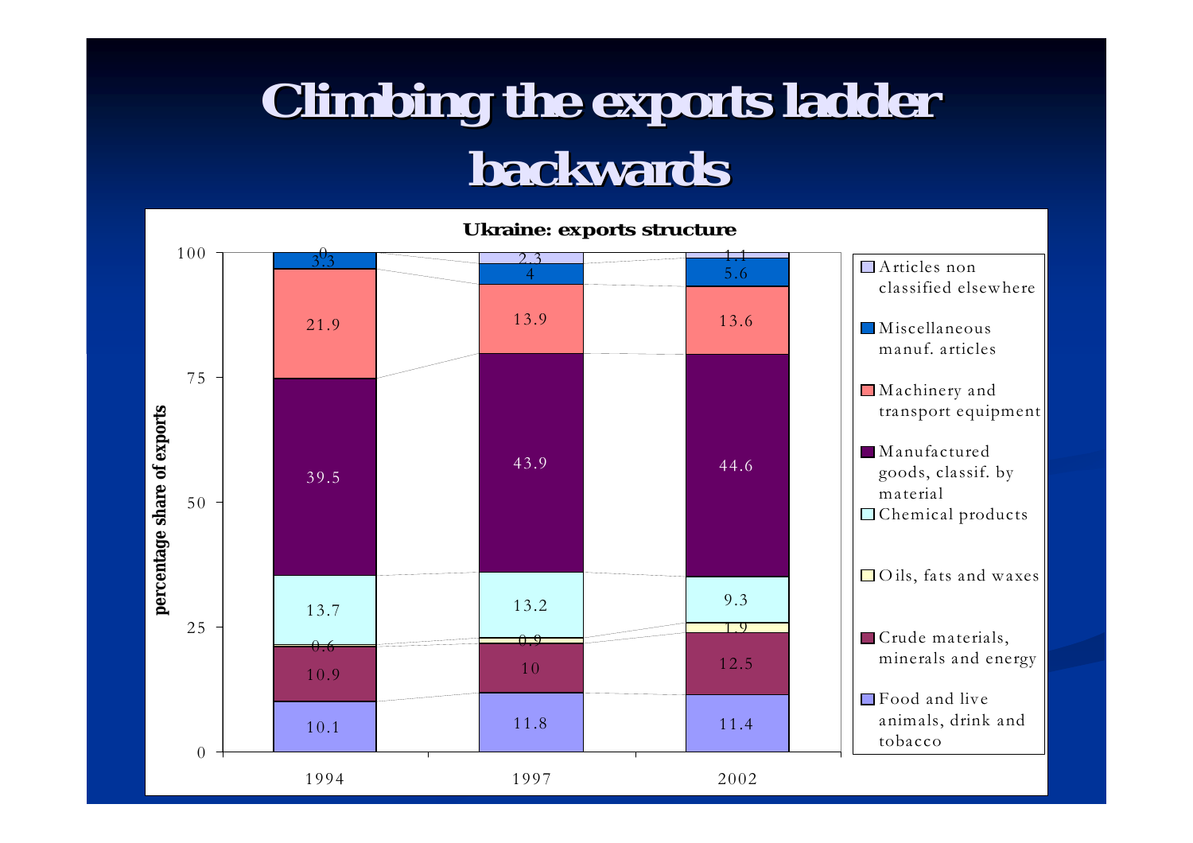# Climbing the exports ladder backwards

**Ukraine: exports structure**

*percentage share of exports*

| Category | 1994 | 1997 | 2002 |
| --- | --- | --- | --- |
| Articles non classified elsewhere | 0 | 2.3 | 1.1 |
| Miscellaneous manuf. articles | 3.3 | 4 | 5.6 |
| Machinery and transport equipment | 21.9 | 13.9 | 13.6 |
| Manufactured goods, classif. by material | 39.5 | 43.9 | 44.6 |
| Chemical products | 13.7 | 13.2 | 9.3 |
| Oils, fats and waxes | 0.6 | 0.9 | 1.9 |
| Crude materials, minerals and energy | 10.9 | 10 | 12.5 |
| Food and live animals, drink and tobacco | 10.1 | 11.8 | 11.4 |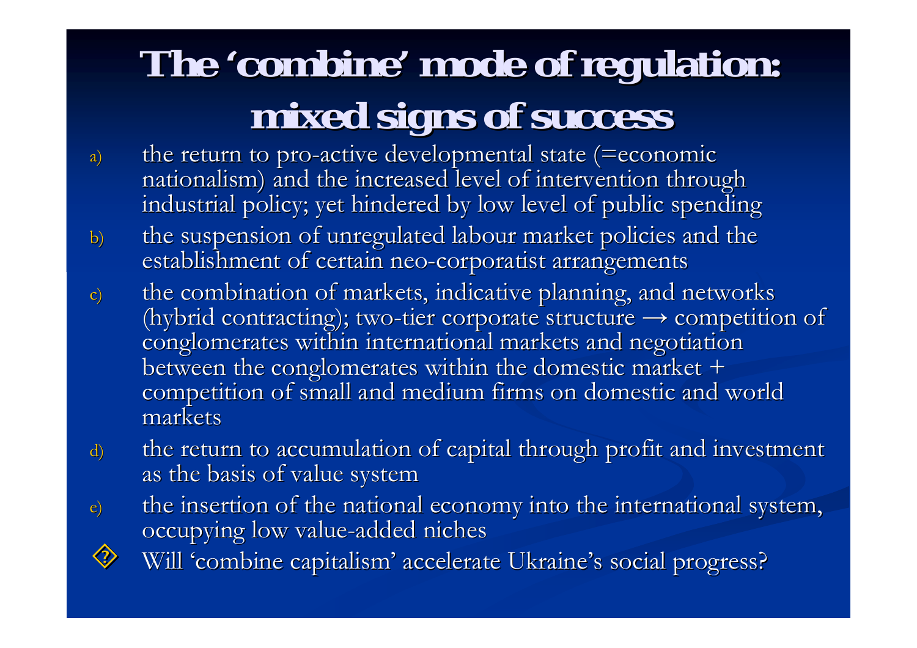# The 'combine' mode of regulation: mixed signs of success

a) the return to pro-active developmental state (=economic nationalism) and the increased level of intervention through industrial policy; yet hindered by low level of public spending

b) the suspension of unregulated labour market policies and the establishment of certain neo-corporatist arrangements

c) the combination of markets, indicative planning, and networks (hybrid contracting); two-tier corporate structure → competition of conglomerates within international markets and negotiation between the conglomerates within the domestic market + competition of small and medium firms on domestic and world markets

d) the return to accumulation of capital through profit and investment as the basis of value system

e) the insertion of the national economy into the international system, occupying low value-added niches

- Will 'combine capitalism' accelerate Ukraine's social progress?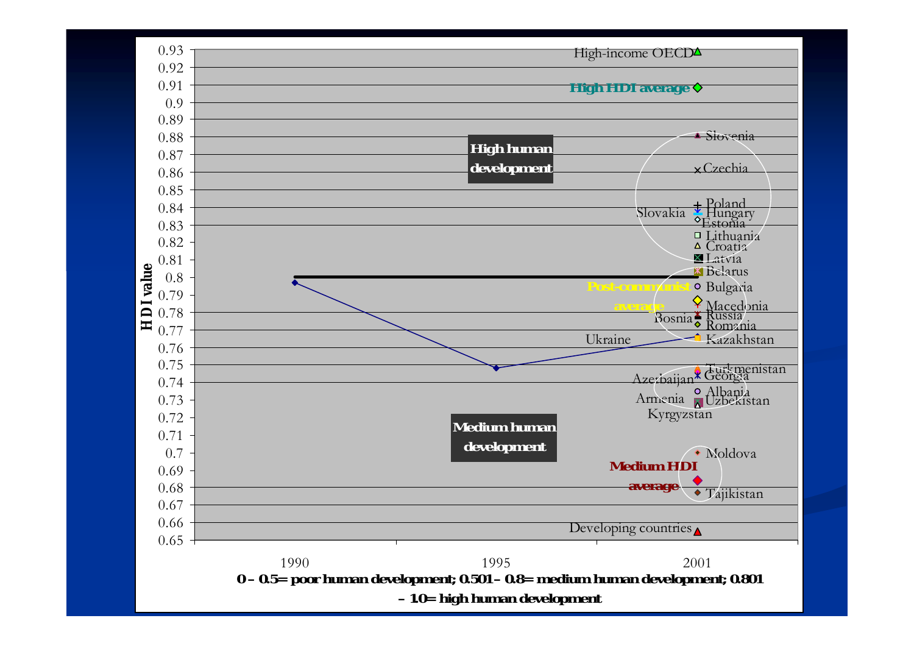H D I value

0.93
0.92
0.91
0.9
0.89
0.88
0.87
0.86
0.85
0.84
0.83
0.82
0.81
0.8
0.79
0.78
0.77
0.76
0.75
0.74
0.73
0.72
0.71
0.7
0.69
0.68
0.67
0.66
0.65

High-income OECD

**High HDI average**

**High human development**

Slovenia
Czechia
Poland
Slovakia
Hungary
Estonia
Lithuania
Croatia
Latvia
Belarus
**Post-communist average**
Bulgaria
Macedonia
Bosnia
Russia
Romania
Ukraine
Kazakhstan
Turkmenistan
Georgia
Azerbaijan
Albania
Armenia
Uzbekistan
Kyrgyzstan

**Medium human development**

Moldova
**Medium HDI average**
Tajikistan
Developing countries

1990 1995 2001

**0 – 0.5= poor human development; 0.501 – 0.8= medium human development; 0.801 – 1.0= high human development**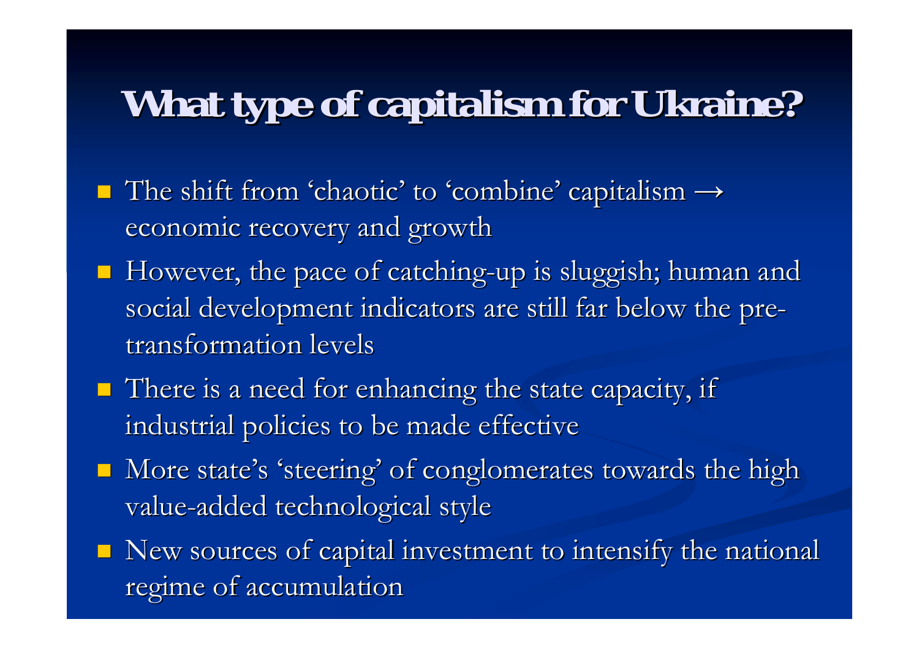# What type of capitalism for Ukraine?

- The shift from 'chaotic' to 'combine' capitalism → economic recovery and growth
- However, the pace of catching-up is sluggish; human and social development indicators are still far below the pre-transformation levels
- There is a need for enhancing the state capacity, if industrial policies to be made effective
- More state's 'steering' of conglomerates towards the high value-added technological style
- New sources of capital investment to intensify the national regime of accumulation